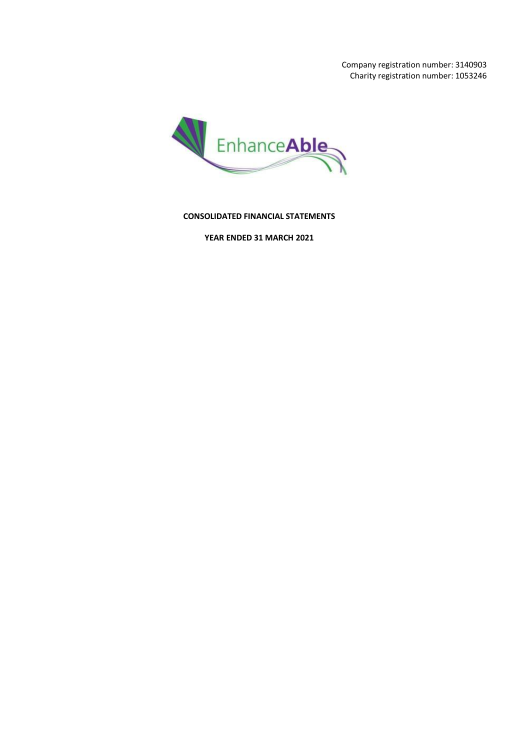Company registration number: 3140903
Charity registration number: 1053246

EnhanceAble

**CONSOLIDATED FINANCIAL STATEMENTS**

**YEAR ENDED 31 MARCH 2021**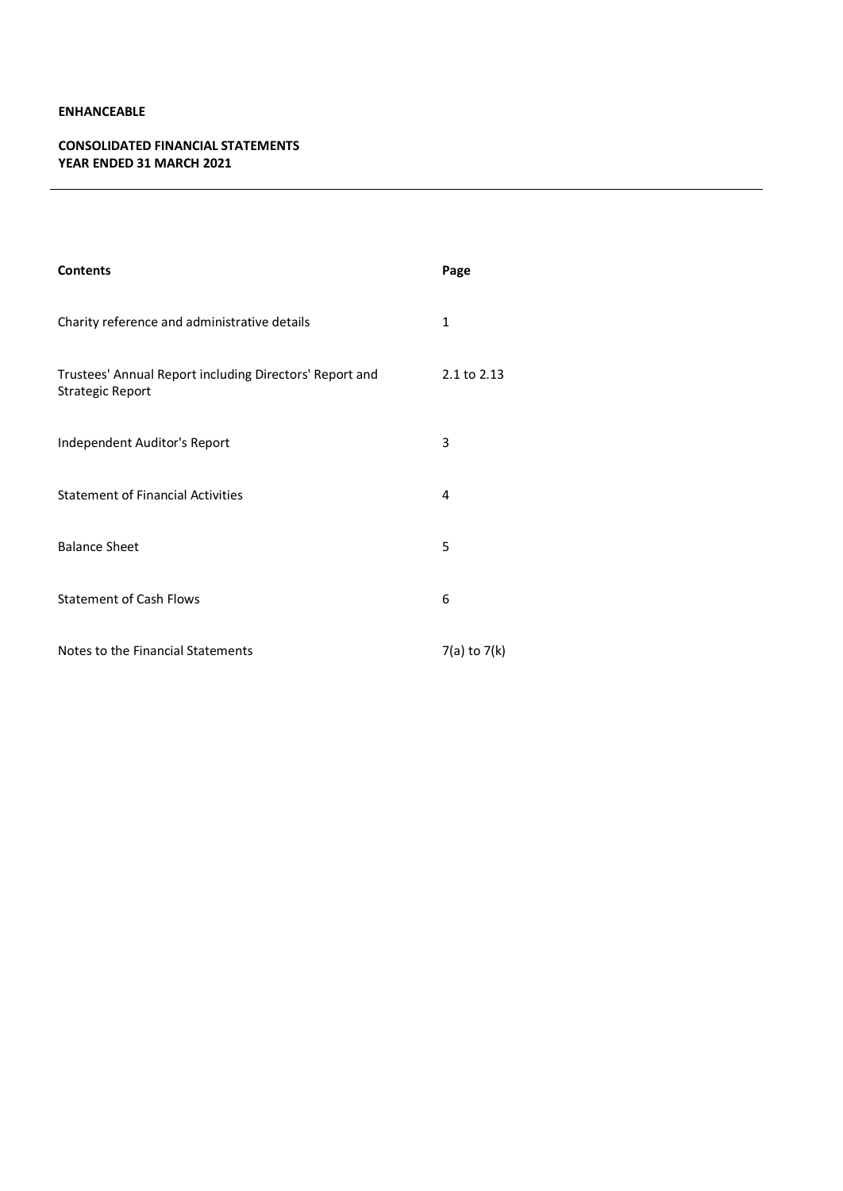**ENHANCEABLE**

**CONSOLIDATED FINANCIAL STATEMENTS**
**YEAR ENDED 31 MARCH 2021**

---

| **Contents** | **Page** |
|---|---|
| Charity reference and administrative details | 1 |
| Trustees' Annual Report including Directors' Report and Strategic Report | 2.1 to 2.13 |
| Independent Auditor's Report | 3 |
| Statement of Financial Activities | 4 |
| Balance Sheet | 5 |
| Statement of Cash Flows | 6 |
| Notes to the Financial Statements | 7(a) to 7(k) |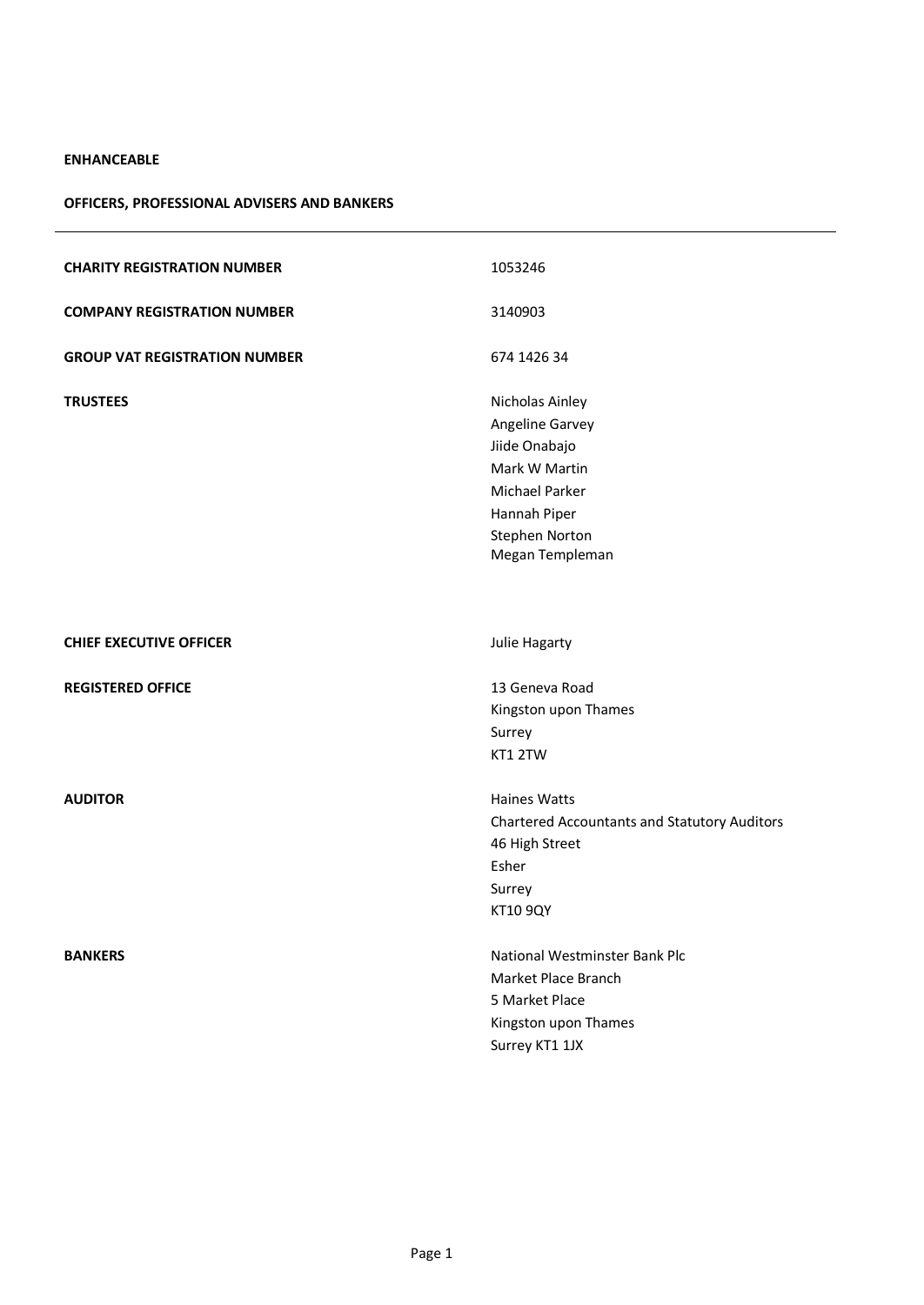**ENHANCEABLE**

**OFFICERS, PROFESSIONAL ADVISERS AND BANKERS**

---

| | |
|---|---|
| **CHARITY REGISTRATION NUMBER** | 1053246 |
| **COMPANY REGISTRATION NUMBER** | 3140903 |
| **GROUP VAT REGISTRATION NUMBER** | 674 1426 34 |
| **TRUSTEES** | Nicholas Ainley<br>Angeline Garvey<br>Jiide Onabajo<br>Mark W Martin<br>Michael Parker<br>Hannah Piper<br>Stephen Norton<br>Megan Templeman |
| **CHIEF EXECUTIVE OFFICER** | Julie Hagarty |
| **REGISTERED OFFICE** | 13 Geneva Road<br>Kingston upon Thames<br>Surrey<br>KT1 2TW |
| **AUDITOR** | Haines Watts<br>Chartered Accountants and Statutory Auditors<br>46 High Street<br>Esher<br>Surrey<br>KT10 9QY |
| **BANKERS** | National Westminster Bank Plc<br>Market Place Branch<br>5 Market Place<br>Kingston upon Thames<br>Surrey KT1 1JX |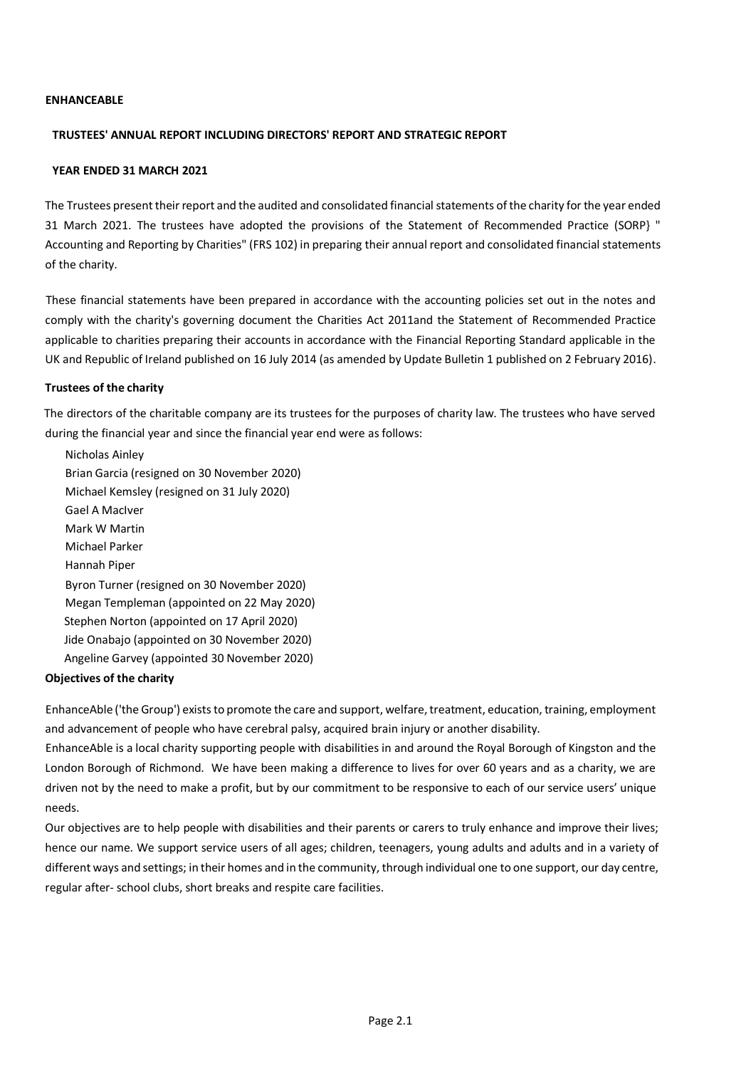**ENHANCEABLE**

**TRUSTEES' ANNUAL REPORT INCLUDING DIRECTORS' REPORT AND STRATEGIC REPORT**

**YEAR ENDED 31 MARCH 2021**

The Trustees present their report and the audited and consolidated financial statements of the charity for the year ended 31 March 2021. The trustees have adopted the provisions of the Statement of Recommended Practice (SORP} " Accounting and Reporting by Charities" (FRS 102) in preparing their annual report and consolidated financial statements of the charity.

These financial statements have been prepared in accordance with the accounting policies set out in the notes and comply with the charity's governing document the Charities Act 2011and the Statement of Recommended Practice applicable to charities preparing their accounts in accordance with the Financial Reporting Standard applicable in the UK and Republic of Ireland published on 16 July 2014 (as amended by Update Bulletin 1 published on 2 February 2016).

**Trustees of the charity**

The directors of the charitable company are its trustees for the purposes of charity law. The trustees who have served during the financial year and since the financial year end were as follows:

Nicholas Ainley
Brian Garcia (resigned on 30 November 2020)
Michael Kemsley (resigned on 31 July 2020)
Gael A MacIver
Mark W Martin
Michael Parker
Hannah Piper
Byron Turner (resigned on 30 November 2020)
Megan Templeman (appointed on 22 May 2020)
Stephen Norton (appointed on 17 April 2020)
Jide Onabajo (appointed on 30 November 2020)
Angeline Garvey (appointed 30 November 2020)

**Objectives of the charity**

EnhanceAble ('the Group') exists to promote the care and support, welfare, treatment, education, training, employment and advancement of people who have cerebral palsy, acquired brain injury or another disability.

EnhanceAble is a local charity supporting people with disabilities in and around the Royal Borough of Kingston and the London Borough of Richmond. We have been making a difference to lives for over 60 years and as a charity, we are driven not by the need to make a profit, but by our commitment to be responsive to each of our service users' unique needs.

Our objectives are to help people with disabilities and their parents or carers to truly enhance and improve their lives; hence our name. We support service users of all ages; children, teenagers, young adults and adults and in a variety of different ways and settings; in their homes and in the community, through individual one to one support, our day centre, regular after- school clubs, short breaks and respite care facilities.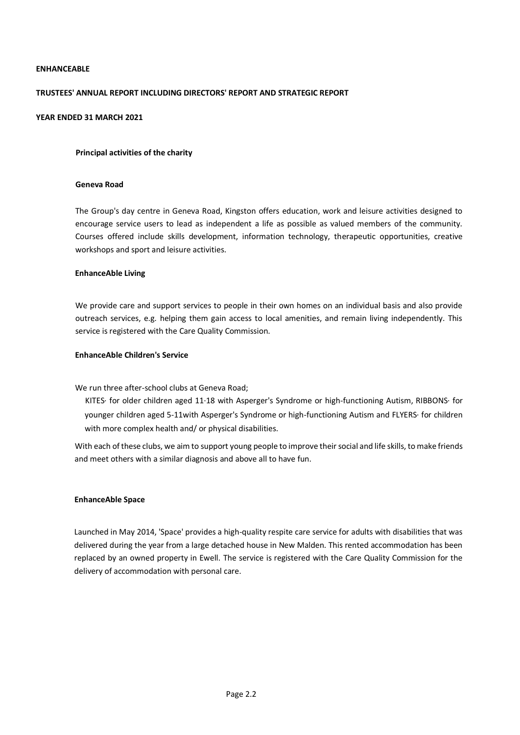**ENHANCEABLE**

**TRUSTEES' ANNUAL REPORT INCLUDING DIRECTORS' REPORT AND STRATEGIC REPORT**

**YEAR ENDED 31 MARCH 2021**

## Principal activities of the charity

### Geneva Road

The Group's day centre in Geneva Road, Kingston offers education, work and leisure activities designed to encourage service users to lead as independent a life as possible as valued members of the community. Courses offered include skills development, information technology, therapeutic opportunities, creative workshops and sport and leisure activities.

### EnhanceAble Living

We provide care and support services to people in their own homes on an individual basis and also provide outreach services, e.g. helping them gain access to local amenities, and remain living independently. This service is registered with the Care Quality Commission.

### EnhanceAble Children's Service

We run three after-school clubs at Geneva Road;

KITES· for older children aged 11·18 with Asperger's Syndrome or high-functioning Autism, RIBBONS· for younger children aged 5-11with Asperger's Syndrome or high-functioning Autism and FLYERS· for children with more complex health and/ or physical disabilities.

With each of these clubs, we aim to support young people to improve their social and life skills, to make friends and meet others with a similar diagnosis and above all to have fun.

### EnhanceAble Space

Launched in May 2014, 'Space' provides a high-quality respite care service for adults with disabilities that was delivered during the year from a large detached house in New Malden. This rented accommodation has been replaced by an owned property in Ewell. The service is registered with the Care Quality Commission for the delivery of accommodation with personal care.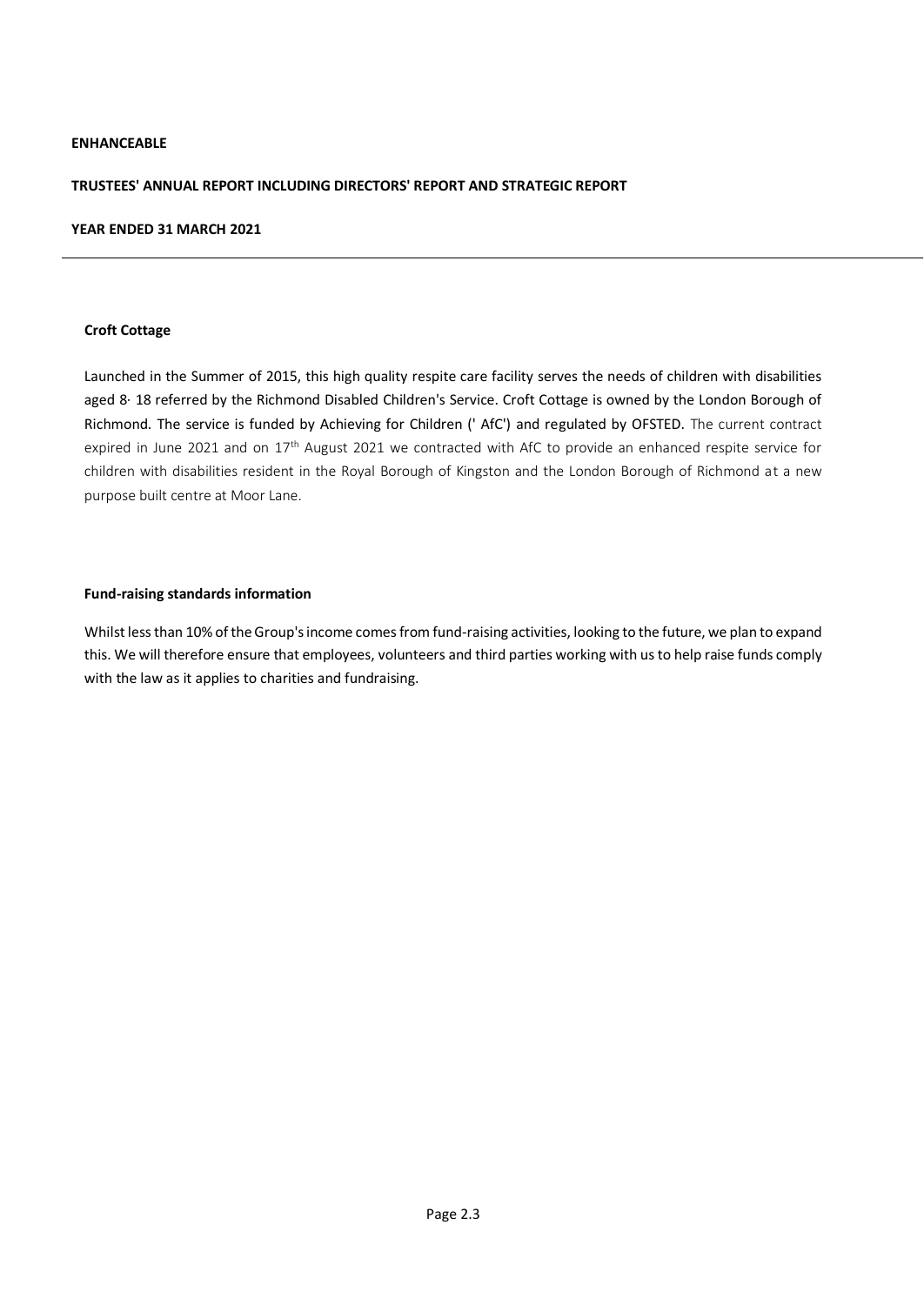**Croft Cottage**

Launched in the Summer of 2015, this high quality respite care facility serves the needs of children with disabilities aged 8· 18 referred by the Richmond Disabled Children's Service. Croft Cottage is owned by the London Borough of Richmond. The service is funded by Achieving for Children (' AfC') and regulated by OFSTED. The current contract expired in June 2021 and on 17th August 2021 we contracted with AfC to provide an enhanced respite service for children with disabilities resident in the Royal Borough of Kingston and the London Borough of Richmond at a new purpose built centre at Moor Lane.

**Fund-raising standards information**

Whilst less than 10% of the Group's income comes from fund-raising activities, looking to the future, we plan to expand this. We will therefore ensure that employees, volunteers and third parties working with us to help raise funds comply with the law as it applies to charities and fundraising.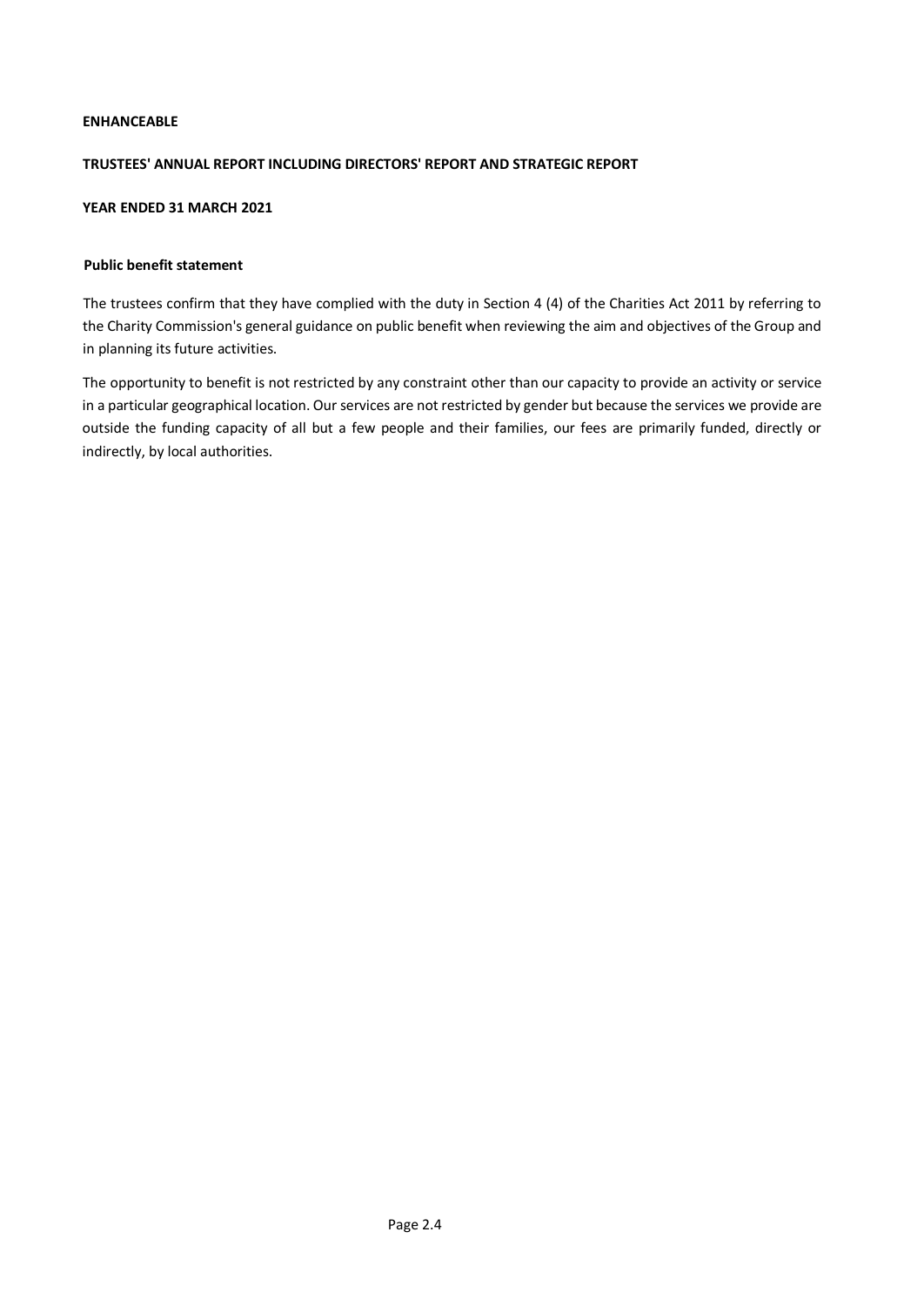**ENHANCEABLE**

**TRUSTEES' ANNUAL REPORT INCLUDING DIRECTORS' REPORT AND STRATEGIC REPORT**

**YEAR ENDED 31 MARCH 2021**

**Public benefit statement**

The trustees confirm that they have complied with the duty in Section 4 (4) of the Charities Act 2011 by referring to the Charity Commission's general guidance on public benefit when reviewing the aim and objectives of the Group and in planning its future activities.

The opportunity to benefit is not restricted by any constraint other than our capacity to provide an activity or service in a particular geographical location. Our services are not restricted by gender but because the services we provide are outside the funding capacity of all but a few people and their families, our fees are primarily funded, directly or indirectly, by local authorities.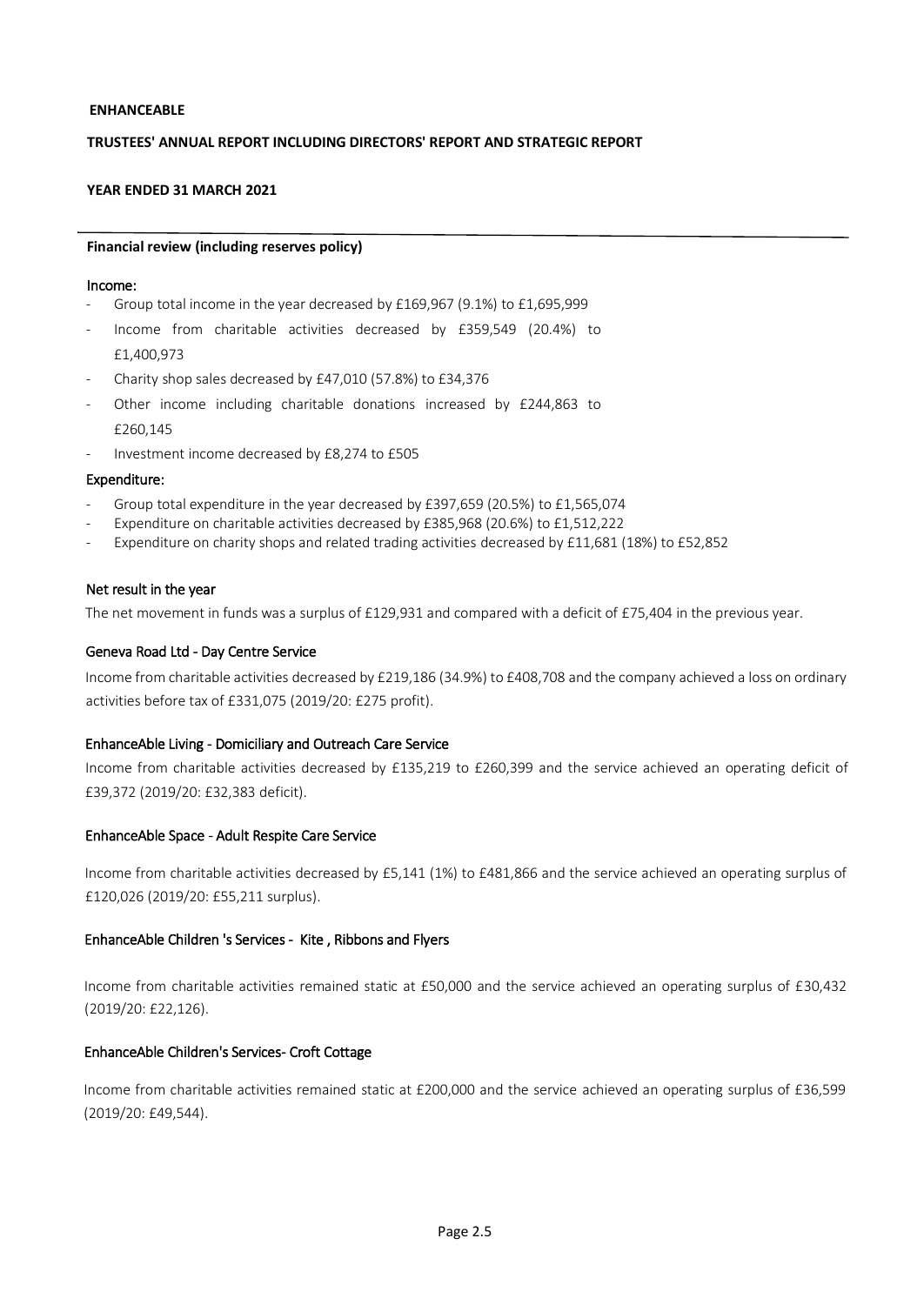**ENHANCEABLE**

**TRUSTEES' ANNUAL REPORT INCLUDING DIRECTORS' REPORT AND STRATEGIC REPORT**

**YEAR ENDED 31 MARCH 2021**

---

**Financial review (including reserves policy)**

### Income:

- Group total income in the year decreased by £169,967 (9.1%) to £1,695,999
- Income from charitable activities decreased by £359,549 (20.4%) to £1,400,973
- Charity shop sales decreased by £47,010 (57.8%) to £34,376
- Other income including charitable donations increased by £244,863 to £260,145
- Investment income decreased by £8,274 to £505

### Expenditure:

- Group total expenditure in the year decreased by £397,659 (20.5%) to £1,565,074
- Expenditure on charitable activities decreased by £385,968 (20.6%) to £1,512,222
- Expenditure on charity shops and related trading activities decreased by £11,681 (18%) to £52,852

### Net result in the year

The net movement in funds was a surplus of £129,931 and compared with a deficit of £75,404 in the previous year.

### Geneva Road Ltd - Day Centre Service

Income from charitable activities decreased by £219,186 (34.9%) to £408,708 and the company achieved a loss on ordinary activities before tax of £331,075 (2019/20: £275 profit).

### EnhanceAble Living - Domiciliary and Outreach Care Service

Income from charitable activities decreased by £135,219 to £260,399 and the service achieved an operating deficit of £39,372 (2019/20: £32,383 deficit).

### EnhanceAble Space - Adult Respite Care Service

Income from charitable activities decreased by £5,141 (1%) to £481,866 and the service achieved an operating surplus of £120,026 (2019/20: £55,211 surplus).

### EnhanceAble Children 's Services - Kite , Ribbons and Flyers

Income from charitable activities remained static at £50,000 and the service achieved an operating surplus of £30,432 (2019/20: £22,126).

### EnhanceAble Children's Services- Croft Cottage

Income from charitable activities remained static at £200,000 and the service achieved an operating surplus of £36,599 (2019/20: £49,544).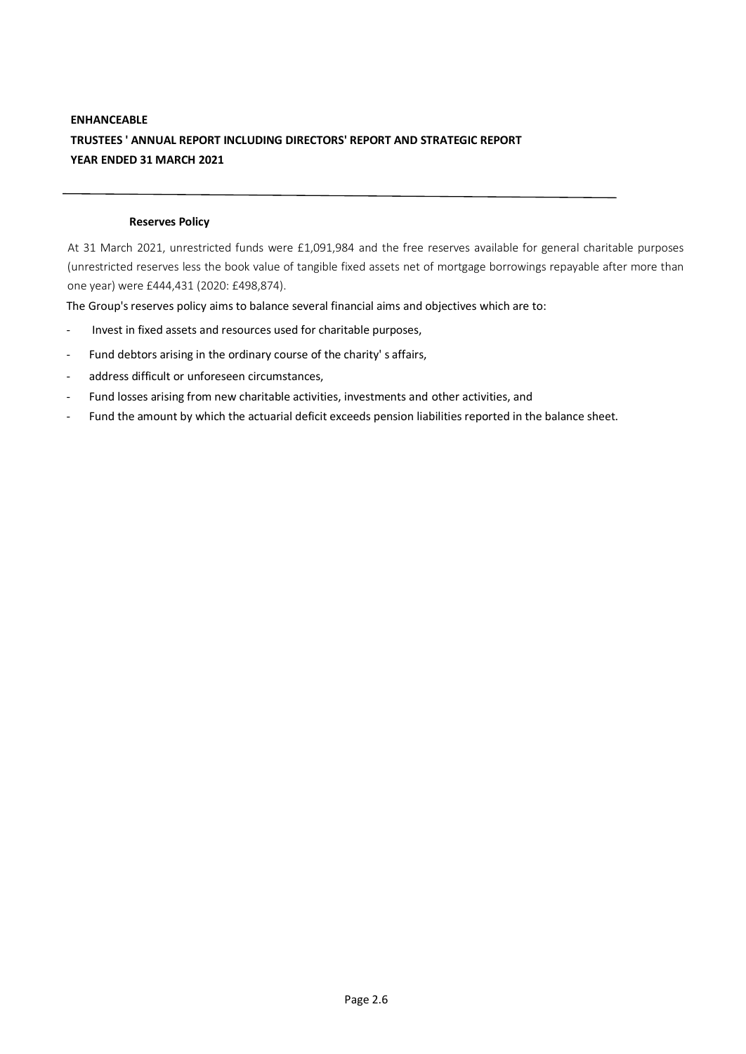### Reserves Policy

At 31 March 2021, unrestricted funds were £1,091,984 and the free reserves available for general charitable purposes (unrestricted reserves less the book value of tangible fixed assets net of mortgage borrowings repayable after more than one year) were £444,431 (2020: £498,874).

The Group's reserves policy aims to balance several financial aims and objectives which are to:

- Invest in fixed assets and resources used for charitable purposes,
- Fund debtors arising in the ordinary course of the charity' s affairs,
- address difficult or unforeseen circumstances,
- Fund losses arising from new charitable activities, investments and other activities, and
- Fund the amount by which the actuarial deficit exceeds pension liabilities reported in the balance sheet.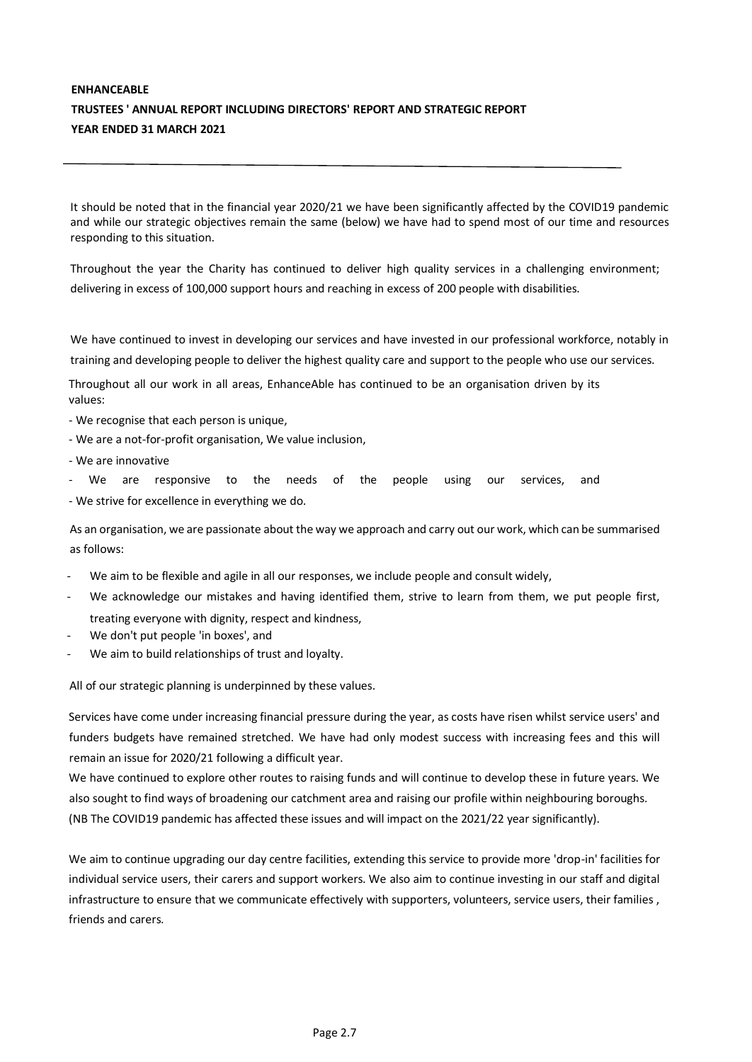**ENHANCEABLE**
**TRUSTEES ' ANNUAL REPORT INCLUDING DIRECTORS' REPORT AND STRATEGIC REPORT**
**YEAR ENDED 31 MARCH 2021**

It should be noted that in the financial year 2020/21 we have been significantly affected by the COVID19 pandemic and while our strategic objectives remain the same (below) we have had to spend most of our time and resources responding to this situation.

Throughout the year the Charity has continued to deliver high quality services in a challenging environment; delivering in excess of 100,000 support hours and reaching in excess of 200 people with disabilities.

We have continued to invest in developing our services and have invested in our professional workforce, notably in training and developing people to deliver the highest quality care and support to the people who use our services.

Throughout all our work in all areas, EnhanceAble has continued to be an organisation driven by its values:

- We recognise that each person is unique,
- We are a not-for-profit organisation, We value inclusion,
- We are innovative
- We are responsive to the needs of the people using our services, and
- We strive for excellence in everything we do.

As an organisation, we are passionate about the way we approach and carry out our work, which can be summarised as follows:

- We aim to be flexible and agile in all our responses, we include people and consult widely,
- We acknowledge our mistakes and having identified them, strive to learn from them, we put people first, treating everyone with dignity, respect and kindness,
- We don't put people 'in boxes', and
- We aim to build relationships of trust and loyalty.

All of our strategic planning is underpinned by these values.

Services have come under increasing financial pressure during the year, as costs have risen whilst service users' and funders budgets have remained stretched. We have had only modest success with increasing fees and this will remain an issue for 2020/21 following a difficult year.
We have continued to explore other routes to raising funds and will continue to develop these in future years. We also sought to find ways of broadening our catchment area and raising our profile within neighbouring boroughs.
(NB The COVID19 pandemic has affected these issues and will impact on the 2021/22 year significantly).

We aim to continue upgrading our day centre facilities, extending this service to provide more 'drop-in' facilities for individual service users, their carers and support workers. We also aim to continue investing in our staff and digital infrastructure to ensure that we communicate effectively with supporters, volunteers, service users, their families , friends and carers.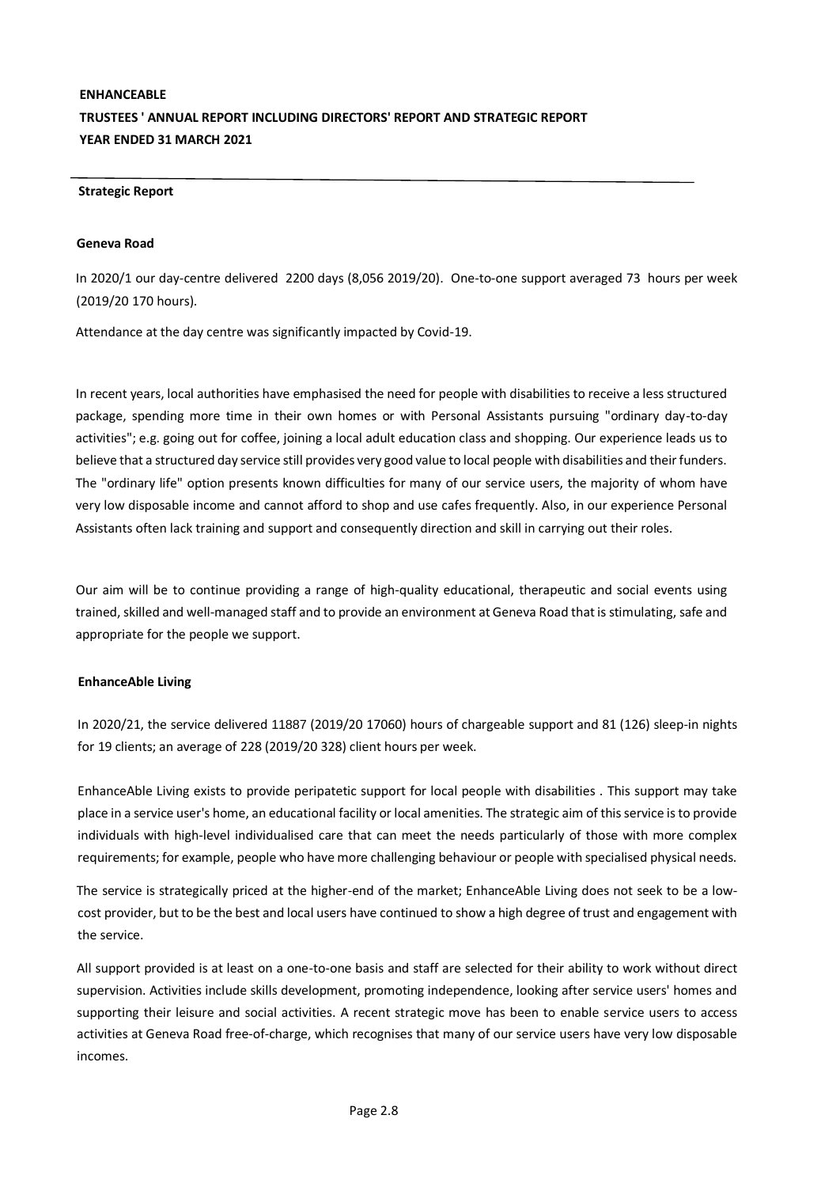**ENHANCEABLE**
**TRUSTEES ' ANNUAL REPORT INCLUDING DIRECTORS' REPORT AND STRATEGIC REPORT**
**YEAR ENDED 31 MARCH 2021**

**Strategic Report**

**Geneva Road**

In 2020/1 our day-centre delivered 2200 days (8,056 2019/20). One-to-one support averaged 73 hours per week (2019/20 170 hours).

Attendance at the day centre was significantly impacted by Covid-19.

In recent years, local authorities have emphasised the need for people with disabilities to receive a less structured package, spending more time in their own homes or with Personal Assistants pursuing "ordinary day-to-day activities"; e.g. going out for coffee, joining a local adult education class and shopping. Our experience leads us to believe that a structured day service still provides very good value to local people with disabilities and their funders. The "ordinary life" option presents known difficulties for many of our service users, the majority of whom have very low disposable income and cannot afford to shop and use cafes frequently. Also, in our experience Personal Assistants often lack training and support and consequently direction and skill in carrying out their roles.

Our aim will be to continue providing a range of high-quality educational, therapeutic and social events using trained, skilled and well-managed staff and to provide an environment at Geneva Road that is stimulating, safe and appropriate for the people we support.

**EnhanceAble Living**

In 2020/21, the service delivered 11887 (2019/20 17060) hours of chargeable support and 81 (126) sleep-in nights for 19 clients; an average of 228 (2019/20 328) client hours per week.

EnhanceAble Living exists to provide peripatetic support for local people with disabilities . This support may take place in a service user's home, an educational facility or local amenities. The strategic aim of this service is to provide individuals with high-level individualised care that can meet the needs particularly of those with more complex requirements; for example, people who have more challenging behaviour or people with specialised physical needs.

The service is strategically priced at the higher-end of the market; EnhanceAble Living does not seek to be a low-cost provider, but to be the best and local users have continued to show a high degree of trust and engagement with the service.

All support provided is at least on a one-to-one basis and staff are selected for their ability to work without direct supervision. Activities include skills development, promoting independence, looking after service users' homes and supporting their leisure and social activities. A recent strategic move has been to enable service users to access activities at Geneva Road free-of-charge, which recognises that many of our service users have very low disposable incomes.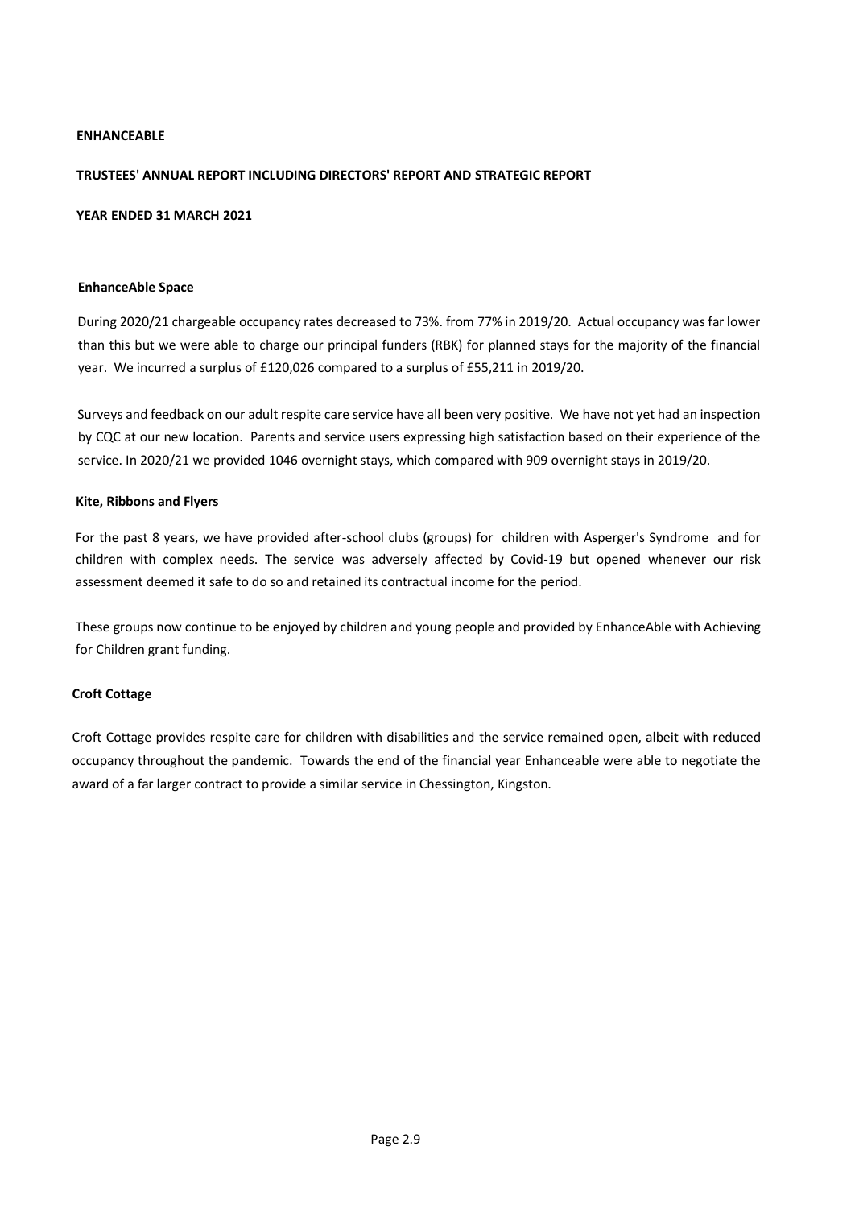**ENHANCEABLE**

**TRUSTEES' ANNUAL REPORT INCLUDING DIRECTORS' REPORT AND STRATEGIC REPORT**

**YEAR ENDED 31 MARCH 2021**

---

**EnhanceAble Space**

During 2020/21 chargeable occupancy rates decreased to 73%. from 77% in 2019/20. Actual occupancy was far lower than this but we were able to charge our principal funders (RBK) for planned stays for the majority of the financial year. We incurred a surplus of £120,026 compared to a surplus of £55,211 in 2019/20.

Surveys and feedback on our adult respite care service have all been very positive. We have not yet had an inspection by CQC at our new location. Parents and service users expressing high satisfaction based on their experience of the service. In 2020/21 we provided 1046 overnight stays, which compared with 909 overnight stays in 2019/20.

**Kite, Ribbons and Flyers**

For the past 8 years, we have provided after-school clubs (groups) for children with Asperger's Syndrome and for children with complex needs. The service was adversely affected by Covid-19 but opened whenever our risk assessment deemed it safe to do so and retained its contractual income for the period.

These groups now continue to be enjoyed by children and young people and provided by EnhanceAble with Achieving for Children grant funding.

**Croft Cottage**

Croft Cottage provides respite care for children with disabilities and the service remained open, albeit with reduced occupancy throughout the pandemic. Towards the end of the financial year Enhanceable were able to negotiate the award of a far larger contract to provide a similar service in Chessington, Kingston.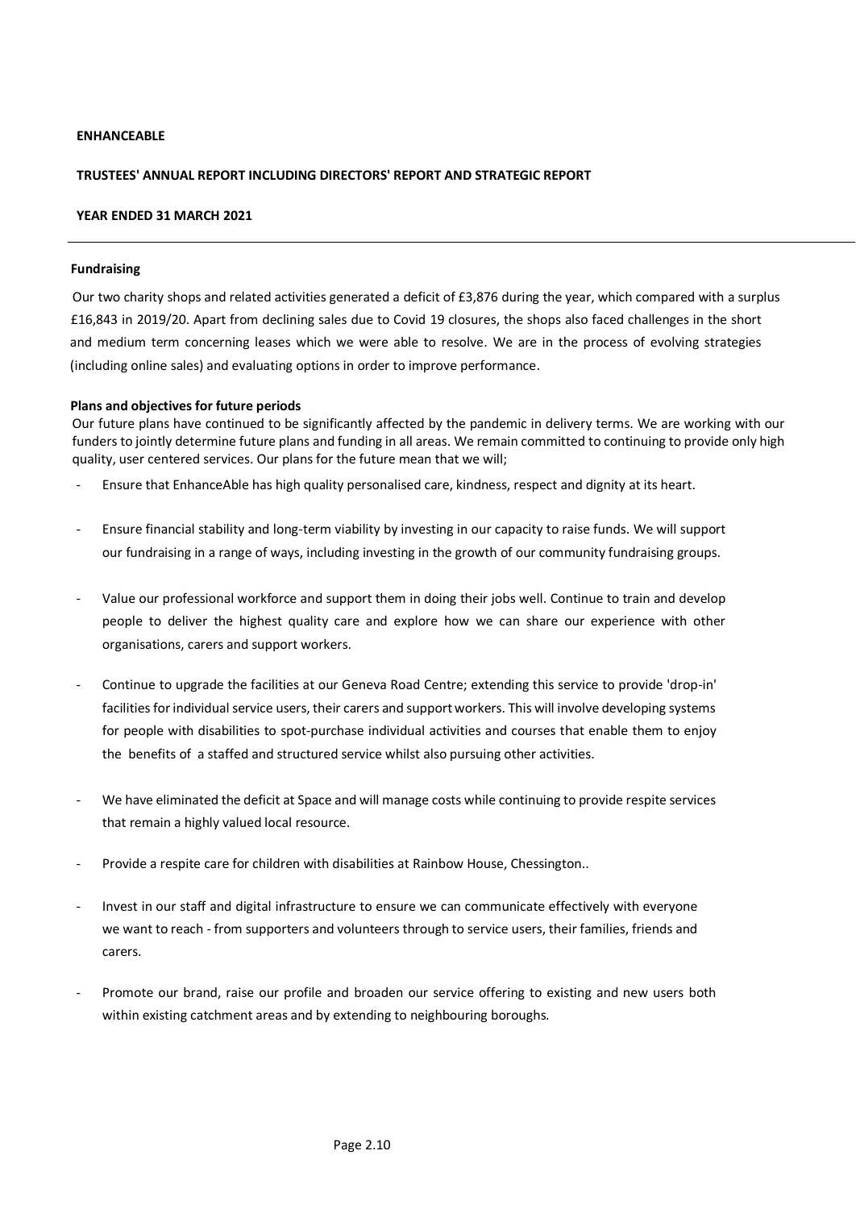**ENHANCEABLE**

**TRUSTEES' ANNUAL REPORT INCLUDING DIRECTORS' REPORT AND STRATEGIC REPORT**

**YEAR ENDED 31 MARCH 2021**

---

**Fundraising**

Our two charity shops and related activities generated a deficit of £3,876 during the year, which compared with a surplus £16,843 in 2019/20. Apart from declining sales due to Covid 19 closures, the shops also faced challenges in the short and medium term concerning leases which we were able to resolve. We are in the process of evolving strategies (including online sales) and evaluating options in order to improve performance.

**Plans and objectives for future periods**

Our future plans have continued to be significantly affected by the pandemic in delivery terms. We are working with our funders to jointly determine future plans and funding in all areas. We remain committed to continuing to provide only high quality, user centered services. Our plans for the future mean that we will;

- Ensure that EnhanceAble has high quality personalised care, kindness, respect and dignity at its heart.
- Ensure financial stability and long-term viability by investing in our capacity to raise funds. We will support our fundraising in a range of ways, including investing in the growth of our community fundraising groups.
- Value our professional workforce and support them in doing their jobs well. Continue to train and develop people to deliver the highest quality care and explore how we can share our experience with other organisations, carers and support workers.
- Continue to upgrade the facilities at our Geneva Road Centre; extending this service to provide 'drop-in' facilities for individual service users, their carers and support workers. This will involve developing systems for people with disabilities to spot-purchase individual activities and courses that enable them to enjoy the benefits of a staffed and structured service whilst also pursuing other activities.
- We have eliminated the deficit at Space and will manage costs while continuing to provide respite services that remain a highly valued local resource.
- Provide a respite care for children with disabilities at Rainbow House, Chessington..
- Invest in our staff and digital infrastructure to ensure we can communicate effectively with everyone we want to reach - from supporters and volunteers through to service users, their families, friends and carers.
- Promote our brand, raise our profile and broaden our service offering to existing and new users both within existing catchment areas and by extending to neighbouring boroughs.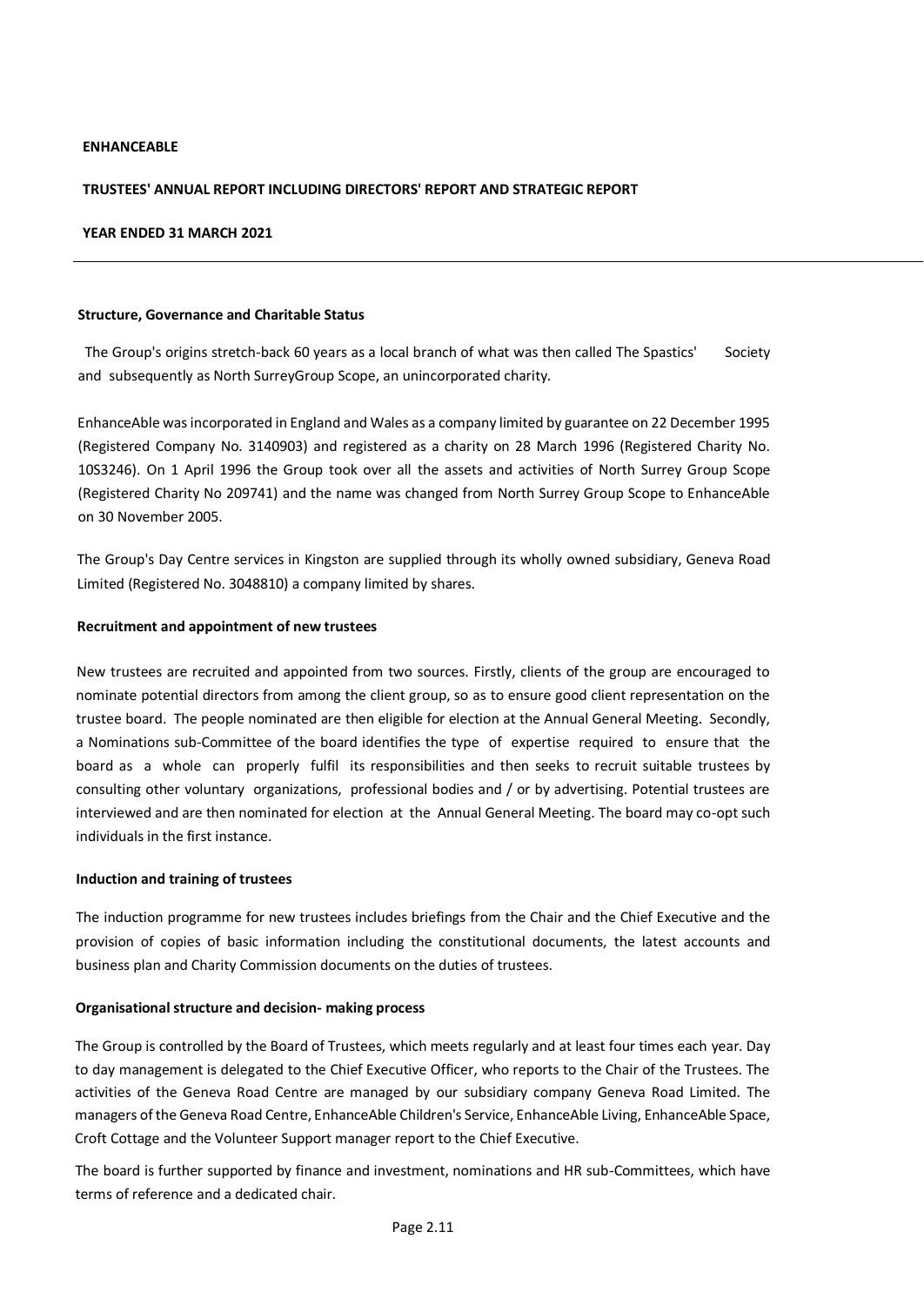**ENHANCEABLE**

**TRUSTEES' ANNUAL REPORT INCLUDING DIRECTORS' REPORT AND STRATEGIC REPORT**

**YEAR ENDED 31 MARCH 2021**

---

**Structure, Governance and Charitable Status**

The Group's origins stretch-back 60 years as a local branch of what was then called The Spastics' Society and subsequently as North SurreyGroup Scope, an unincorporated charity.

EnhanceAble was incorporated in England and Wales as a company limited by guarantee on 22 December 1995 (Registered Company No. 3140903) and registered as a charity on 28 March 1996 (Registered Charity No. 10S3246). On 1 April 1996 the Group took over all the assets and activities of North Surrey Group Scope (Registered Charity No 209741) and the name was changed from North Surrey Group Scope to EnhanceAble on 30 November 2005.

The Group's Day Centre services in Kingston are supplied through its wholly owned subsidiary, Geneva Road Limited (Registered No. 3048810) a company limited by shares.

**Recruitment and appointment of new trustees**

New trustees are recruited and appointed from two sources. Firstly, clients of the group are encouraged to nominate potential directors from among the client group, so as to ensure good client representation on the trustee board. The people nominated are then eligible for election at the Annual General Meeting. Secondly, a Nominations sub-Committee of the board identifies the type of expertise required to ensure that the board as a whole can properly fulfil its responsibilities and then seeks to recruit suitable trustees by consulting other voluntary organizations, professional bodies and / or by advertising. Potential trustees are interviewed and are then nominated for election at the Annual General Meeting. The board may co-opt such individuals in the first instance.

**Induction and training of trustees**

The induction programme for new trustees includes briefings from the Chair and the Chief Executive and the provision of copies of basic information including the constitutional documents, the latest accounts and business plan and Charity Commission documents on the duties of trustees.

**Organisational structure and decision- making process**

The Group is controlled by the Board of Trustees, which meets regularly and at least four times each year. Day to day management is delegated to the Chief Executive Officer, who reports to the Chair of the Trustees. The activities of the Geneva Road Centre are managed by our subsidiary company Geneva Road Limited. The managers of the Geneva Road Centre, EnhanceAble Children's Service, EnhanceAble Living, EnhanceAble Space, Croft Cottage and the Volunteer Support manager report to the Chief Executive.

The board is further supported by finance and investment, nominations and HR sub-Committees, which have terms of reference and a dedicated chair.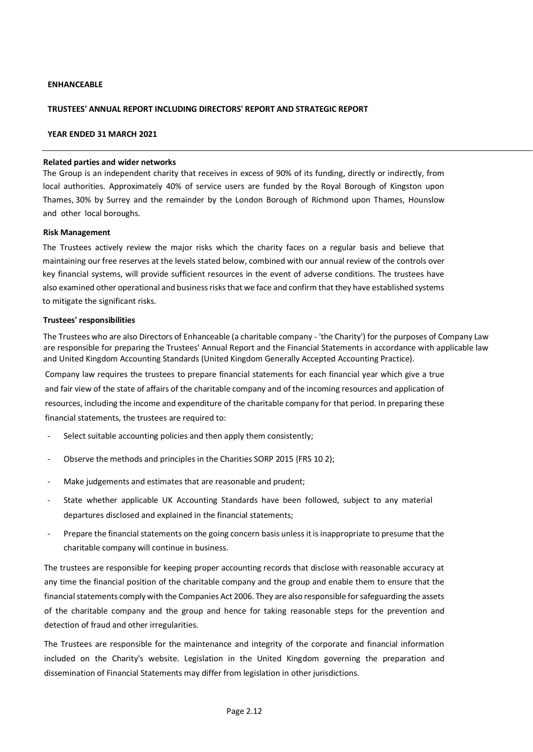**ENHANCEABLE**

**TRUSTEES' ANNUAL REPORT INCLUDING DIRECTORS' REPORT AND STRATEGIC REPORT**

**YEAR ENDED 31 MARCH 2021**

**Related parties and wider networks**

The Group is an independent charity that receives in excess of 90% of its funding, directly or indirectly, from local authorities. Approximately 40% of service users are funded by the Royal Borough of Kingston upon Thames, 30% by Surrey and the remainder by the London Borough of Richmond upon Thames, Hounslow and other local boroughs.

**Risk Management**

The Trustees actively review the major risks which the charity faces on a regular basis and believe that maintaining our free reserves at the levels stated below, combined with our annual review of the controls over key financial systems, will provide sufficient resources in the event of adverse conditions. The trustees have also examined other operational and business risks that we face and confirm that they have established systems to mitigate the significant risks.

**Trustees' responsibilities**

The Trustees who are also Directors of Enhanceable (a charitable company - 'the Charity') for the purposes of Company Law are responsible for preparing the Trustees' Annual Report and the Financial Statements in accordance with applicable law and United Kingdom Accounting Standards (United Kingdom Generally Accepted Accounting Practice).

Company law requires the trustees to prepare financial statements for each financial year which give a true and fair view of the state of affairs of the charitable company and of the incoming resources and application of resources, including the income and expenditure of the charitable company for that period. In preparing these financial statements, the trustees are required to:

- Select suitable accounting policies and then apply them consistently;
- Observe the methods and principles in the Charities SORP 2015 {FRS 10 2);
- Make judgements and estimates that are reasonable and prudent;
- State whether applicable UK Accounting Standards have been followed, subject to any material departures disclosed and explained in the financial statements;
- Prepare the financial statements on the going concern basis unless it is inappropriate to presume that the charitable company will continue in business.

The trustees are responsible for keeping proper accounting records that disclose with reasonable accuracy at any time the financial position of the charitable company and the group and enable them to ensure that the financial statements comply with the Companies Act 2006. They are also responsible for safeguarding the assets of the charitable company and the group and hence for taking reasonable steps for the prevention and detection of fraud and other irregularities.

The Trustees are responsible for the maintenance and integrity of the corporate and financial information included on the Charity's website. Legislation in the United Kingdom governing the preparation and dissemination of Financial Statements may differ from legislation in other jurisdictions.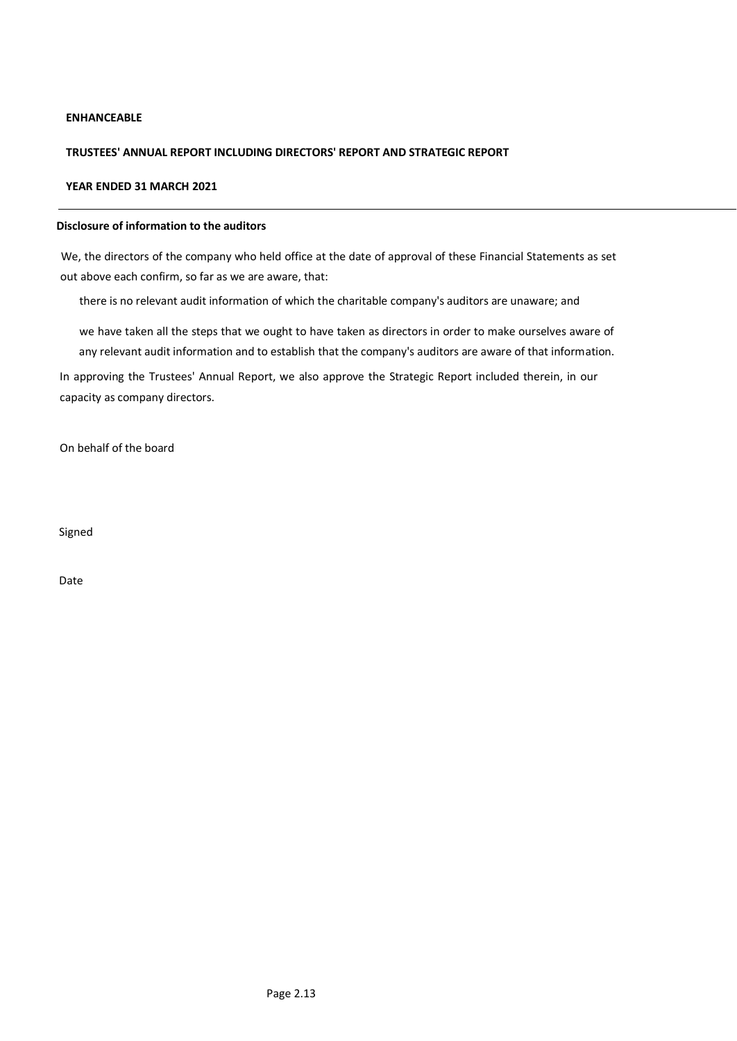**ENHANCEABLE**

**TRUSTEES' ANNUAL REPORT INCLUDING DIRECTORS' REPORT AND STRATEGIC REPORT**

**YEAR ENDED 31 MARCH 2021**

---

**Disclosure of information to the auditors**

We, the directors of the company who held office at the date of approval of these Financial Statements as set out above each confirm, so far as we are aware, that:

there is no relevant audit information of which the charitable company's auditors are unaware; and

we have taken all the steps that we ought to have taken as directors in order to make ourselves aware of any relevant audit information and to establish that the company's auditors are aware of that information.

In approving the Trustees' Annual Report, we also approve the Strategic Report included therein, in our capacity as company directors.

On behalf of the board

Signed

Date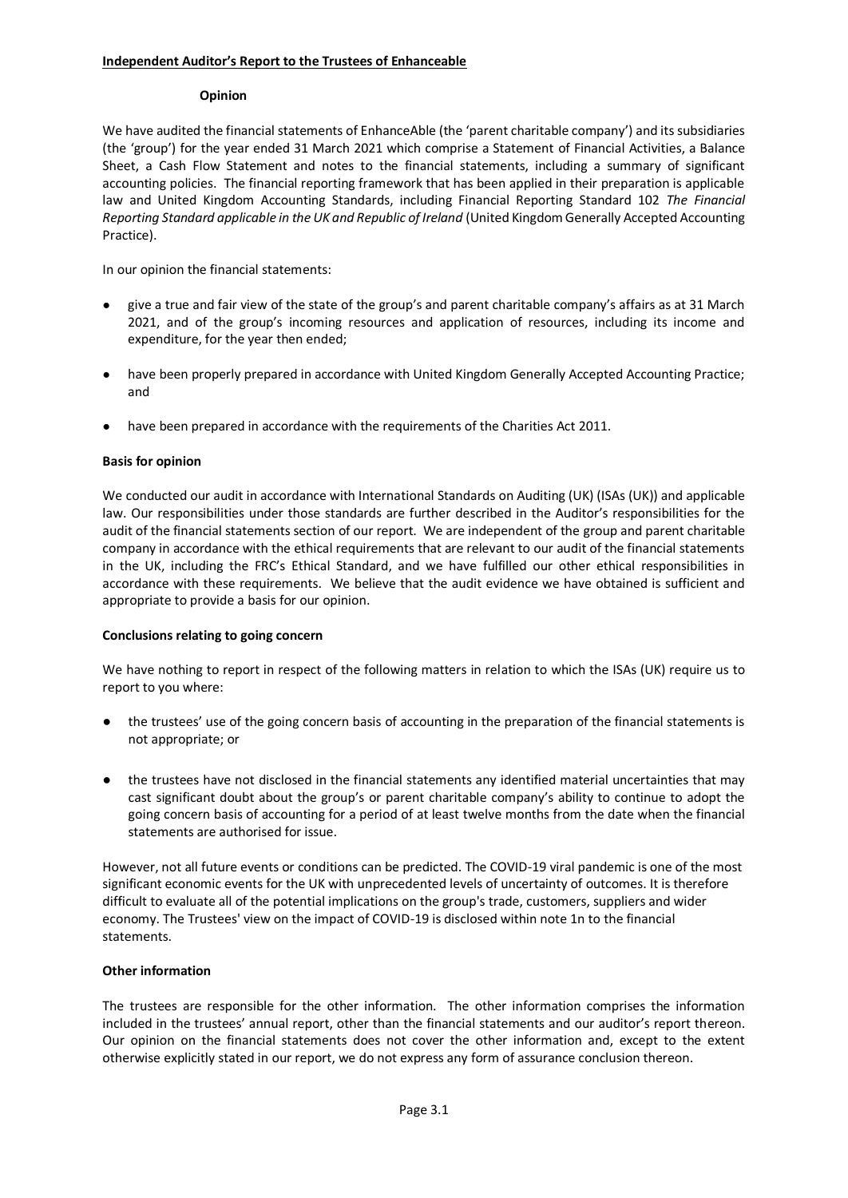**Independent Auditor's Report to the Trustees of Enhanceable**

**Opinion**

We have audited the financial statements of EnhanceAble (the 'parent charitable company') and its subsidiaries (the 'group') for the year ended 31 March 2021 which comprise a Statement of Financial Activities, a Balance Sheet, a Cash Flow Statement and notes to the financial statements, including a summary of significant accounting policies. The financial reporting framework that has been applied in their preparation is applicable law and United Kingdom Accounting Standards, including Financial Reporting Standard 102 *The Financial Reporting Standard applicable in the UK and Republic of Ireland* (United Kingdom Generally Accepted Accounting Practice).

In our opinion the financial statements:

- give a true and fair view of the state of the group's and parent charitable company's affairs as at 31 March 2021, and of the group's incoming resources and application of resources, including its income and expenditure, for the year then ended;
- have been properly prepared in accordance with United Kingdom Generally Accepted Accounting Practice; and
- have been prepared in accordance with the requirements of the Charities Act 2011.

**Basis for opinion**

We conducted our audit in accordance with International Standards on Auditing (UK) (ISAs (UK)) and applicable law. Our responsibilities under those standards are further described in the Auditor's responsibilities for the audit of the financial statements section of our report. We are independent of the group and parent charitable company in accordance with the ethical requirements that are relevant to our audit of the financial statements in the UK, including the FRC's Ethical Standard, and we have fulfilled our other ethical responsibilities in accordance with these requirements. We believe that the audit evidence we have obtained is sufficient and appropriate to provide a basis for our opinion.

**Conclusions relating to going concern**

We have nothing to report in respect of the following matters in relation to which the ISAs (UK) require us to report to you where:

- the trustees' use of the going concern basis of accounting in the preparation of the financial statements is not appropriate; or
- the trustees have not disclosed in the financial statements any identified material uncertainties that may cast significant doubt about the group's or parent charitable company's ability to continue to adopt the going concern basis of accounting for a period of at least twelve months from the date when the financial statements are authorised for issue.

However, not all future events or conditions can be predicted. The COVID-19 viral pandemic is one of the most significant economic events for the UK with unprecedented levels of uncertainty of outcomes. It is therefore difficult to evaluate all of the potential implications on the group's trade, customers, suppliers and wider economy. The Trustees' view on the impact of COVID-19 is disclosed within note 1n to the financial statements.

**Other information**

The trustees are responsible for the other information. The other information comprises the information included in the trustees' annual report, other than the financial statements and our auditor's report thereon. Our opinion on the financial statements does not cover the other information and, except to the extent otherwise explicitly stated in our report, we do not express any form of assurance conclusion thereon.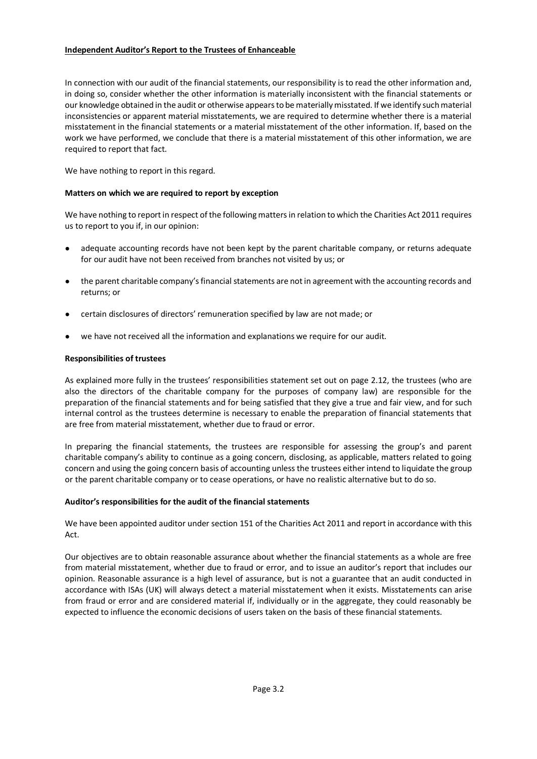**Independent Auditor's Report to the Trustees of Enhanceable**

In connection with our audit of the financial statements, our responsibility is to read the other information and, in doing so, consider whether the other information is materially inconsistent with the financial statements or our knowledge obtained in the audit or otherwise appears to be materially misstated. If we identify such material inconsistencies or apparent material misstatements, we are required to determine whether there is a material misstatement in the financial statements or a material misstatement of the other information. If, based on the work we have performed, we conclude that there is a material misstatement of this other information, we are required to report that fact.

We have nothing to report in this regard.

**Matters on which we are required to report by exception**

We have nothing to report in respect of the following matters in relation to which the Charities Act 2011 requires us to report to you if, in our opinion:

- adequate accounting records have not been kept by the parent charitable company, or returns adequate for our audit have not been received from branches not visited by us; or
- the parent charitable company's financial statements are not in agreement with the accounting records and returns; or
- certain disclosures of directors' remuneration specified by law are not made; or
- we have not received all the information and explanations we require for our audit.

**Responsibilities of trustees**

As explained more fully in the trustees' responsibilities statement set out on page 2.12, the trustees (who are also the directors of the charitable company for the purposes of company law) are responsible for the preparation of the financial statements and for being satisfied that they give a true and fair view, and for such internal control as the trustees determine is necessary to enable the preparation of financial statements that are free from material misstatement, whether due to fraud or error.

In preparing the financial statements, the trustees are responsible for assessing the group's and parent charitable company's ability to continue as a going concern, disclosing, as applicable, matters related to going concern and using the going concern basis of accounting unless the trustees either intend to liquidate the group or the parent charitable company or to cease operations, or have no realistic alternative but to do so.

**Auditor's responsibilities for the audit of the financial statements**

We have been appointed auditor under section 151 of the Charities Act 2011 and report in accordance with this Act.

Our objectives are to obtain reasonable assurance about whether the financial statements as a whole are free from material misstatement, whether due to fraud or error, and to issue an auditor's report that includes our opinion. Reasonable assurance is a high level of assurance, but is not a guarantee that an audit conducted in accordance with ISAs (UK) will always detect a material misstatement when it exists. Misstatements can arise from fraud or error and are considered material if, individually or in the aggregate, they could reasonably be expected to influence the economic decisions of users taken on the basis of these financial statements.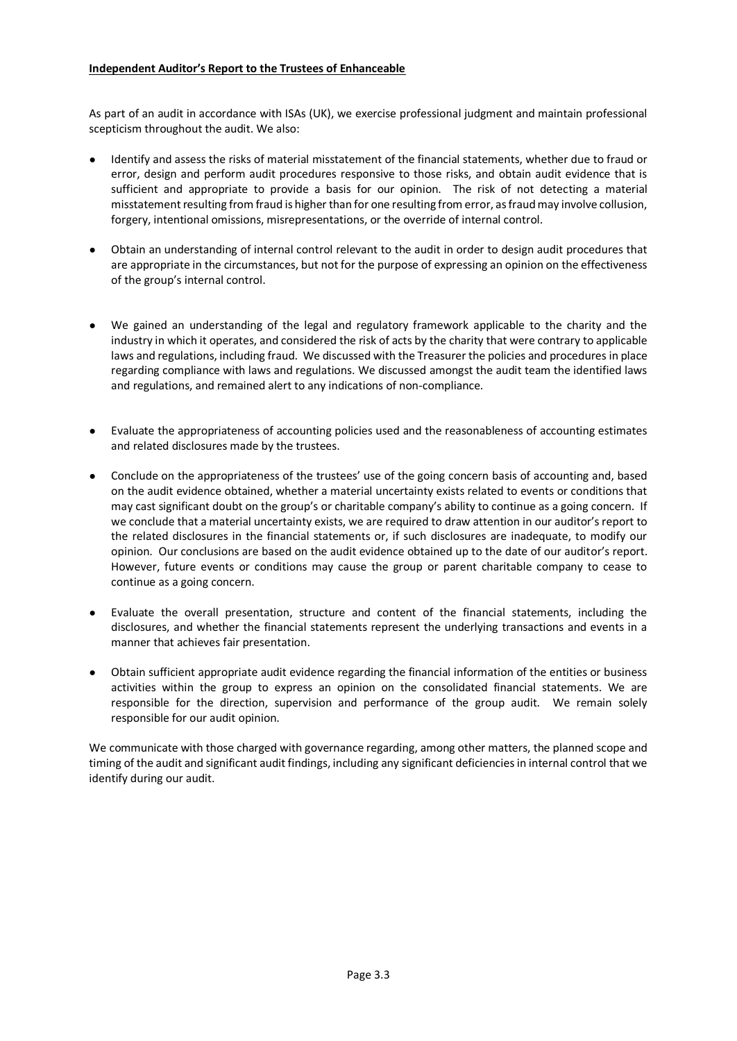**Independent Auditor's Report to the Trustees of Enhanceable**

As part of an audit in accordance with ISAs (UK), we exercise professional judgment and maintain professional scepticism throughout the audit. We also:

- Identify and assess the risks of material misstatement of the financial statements, whether due to fraud or error, design and perform audit procedures responsive to those risks, and obtain audit evidence that is sufficient and appropriate to provide a basis for our opinion. The risk of not detecting a material misstatement resulting from fraud is higher than for one resulting from error, as fraud may involve collusion, forgery, intentional omissions, misrepresentations, or the override of internal control.

- Obtain an understanding of internal control relevant to the audit in order to design audit procedures that are appropriate in the circumstances, but not for the purpose of expressing an opinion on the effectiveness of the group's internal control.

- We gained an understanding of the legal and regulatory framework applicable to the charity and the industry in which it operates, and considered the risk of acts by the charity that were contrary to applicable laws and regulations, including fraud. We discussed with the Treasurer the policies and procedures in place regarding compliance with laws and regulations. We discussed amongst the audit team the identified laws and regulations, and remained alert to any indications of non-compliance.

- Evaluate the appropriateness of accounting policies used and the reasonableness of accounting estimates and related disclosures made by the trustees.

- Conclude on the appropriateness of the trustees' use of the going concern basis of accounting and, based on the audit evidence obtained, whether a material uncertainty exists related to events or conditions that may cast significant doubt on the group's or charitable company's ability to continue as a going concern. If we conclude that a material uncertainty exists, we are required to draw attention in our auditor's report to the related disclosures in the financial statements or, if such disclosures are inadequate, to modify our opinion. Our conclusions are based on the audit evidence obtained up to the date of our auditor's report. However, future events or conditions may cause the group or parent charitable company to cease to continue as a going concern.

- Evaluate the overall presentation, structure and content of the financial statements, including the disclosures, and whether the financial statements represent the underlying transactions and events in a manner that achieves fair presentation.

- Obtain sufficient appropriate audit evidence regarding the financial information of the entities or business activities within the group to express an opinion on the consolidated financial statements. We are responsible for the direction, supervision and performance of the group audit. We remain solely responsible for our audit opinion.

We communicate with those charged with governance regarding, among other matters, the planned scope and timing of the audit and significant audit findings, including any significant deficiencies in internal control that we identify during our audit.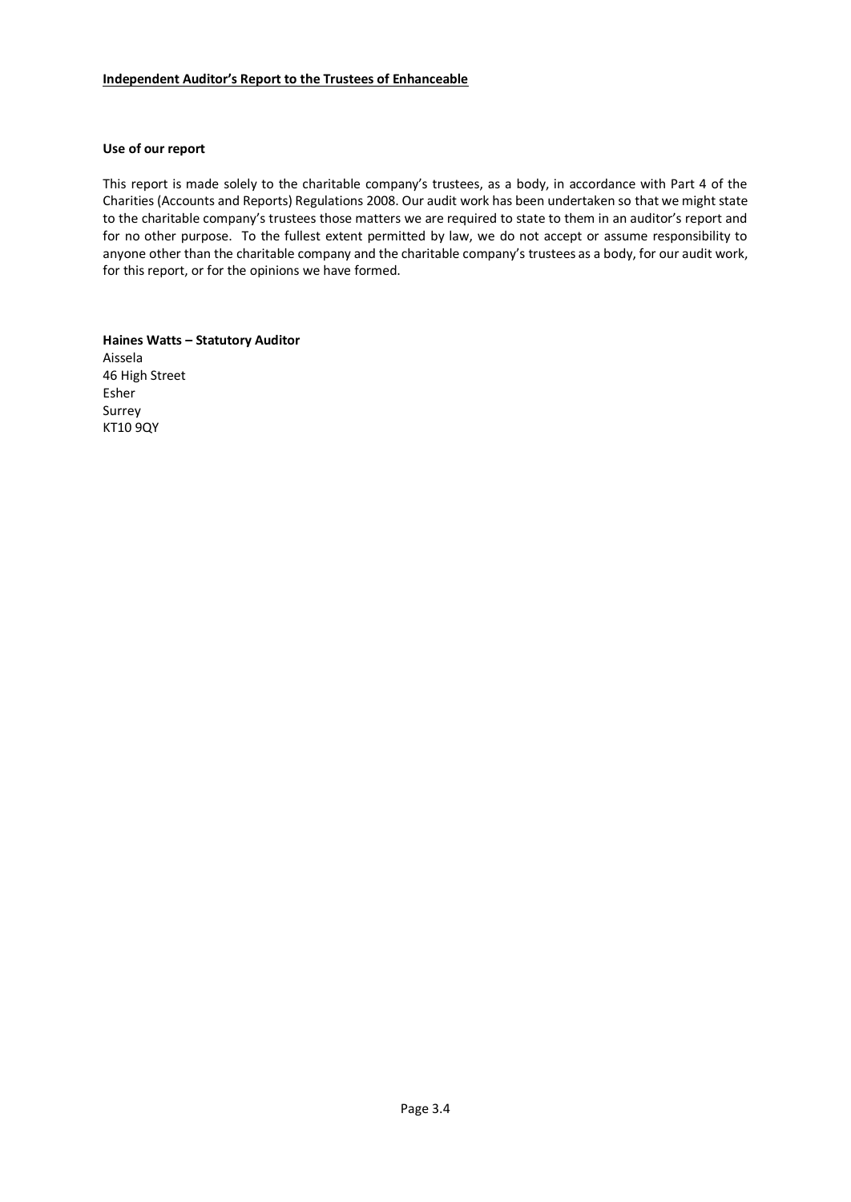**Independent Auditor's Report to the Trustees of Enhanceable**

**Use of our report**

This report is made solely to the charitable company's trustees, as a body, in accordance with Part 4 of the Charities (Accounts and Reports) Regulations 2008. Our audit work has been undertaken so that we might state to the charitable company's trustees those matters we are required to state to them in an auditor's report and for no other purpose. To the fullest extent permitted by law, we do not accept or assume responsibility to anyone other than the charitable company and the charitable company's trustees as a body, for our audit work, for this report, or for the opinions we have formed.

**Haines Watts – Statutory Auditor**
Aissela
46 High Street
Esher
Surrey
KT10 9QY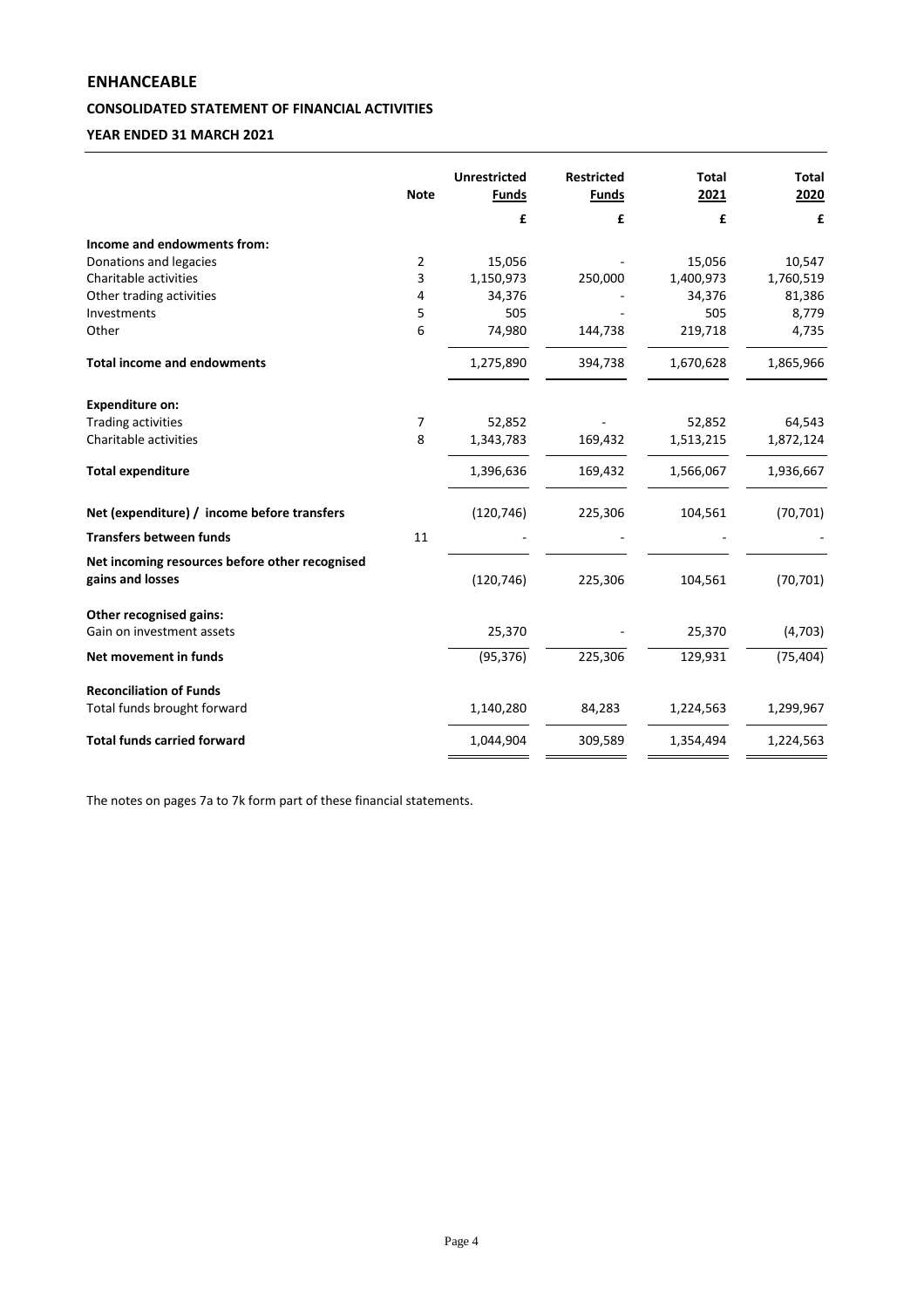# ENHANCEABLE

## CONSOLIDATED STATEMENT OF FINANCIAL ACTIVITIES

### YEAR ENDED 31 MARCH 2021

| | Note | Unrestricted Funds | Restricted Funds | Total 2021 | Total 2020 |
|---|---|---|---|---|---|
| | | £ | £ | £ | £ |
| **Income and endowments from:** | | | | | |
| Donations and legacies | 2 | 15,056 | - | 15,056 | 10,547 |
| Charitable activities | 3 | 1,150,973 | 250,000 | 1,400,973 | 1,760,519 |
| Other trading activities | 4 | 34,376 | - | 34,376 | 81,386 |
| Investments | 5 | 505 | - | 505 | 8,779 |
| Other | 6 | 74,980 | 144,738 | 219,718 | 4,735 |
| **Total income and endowments** | | 1,275,890 | 394,738 | 1,670,628 | 1,865,966 |
| **Expenditure on:** | | | | | |
| Trading activities | 7 | 52,852 | - | 52,852 | 64,543 |
| Charitable activities | 8 | 1,343,783 | 169,432 | 1,513,215 | 1,872,124 |
| **Total expenditure** | | 1,396,636 | 169,432 | 1,566,067 | 1,936,667 |
| **Net (expenditure) / income before transfers** | | (120,746) | 225,306 | 104,561 | (70,701) |
| **Transfers between funds** | 11 | - | - | - | - |
| **Net incoming resources before other recognised gains and losses** | | (120,746) | 225,306 | 104,561 | (70,701) |
| **Other recognised gains:** | | | | | |
| Gain on investment assets | | 25,370 | - | 25,370 | (4,703) |
| **Net movement in funds** | | (95,376) | 225,306 | 129,931 | (75,404) |
| **Reconciliation of Funds** | | | | | |
| Total funds brought forward | | 1,140,280 | 84,283 | 1,224,563 | 1,299,967 |
| **Total funds carried forward** | | 1,044,904 | 309,589 | 1,354,494 | 1,224,563 |

The notes on pages 7a to 7k form part of these financial statements.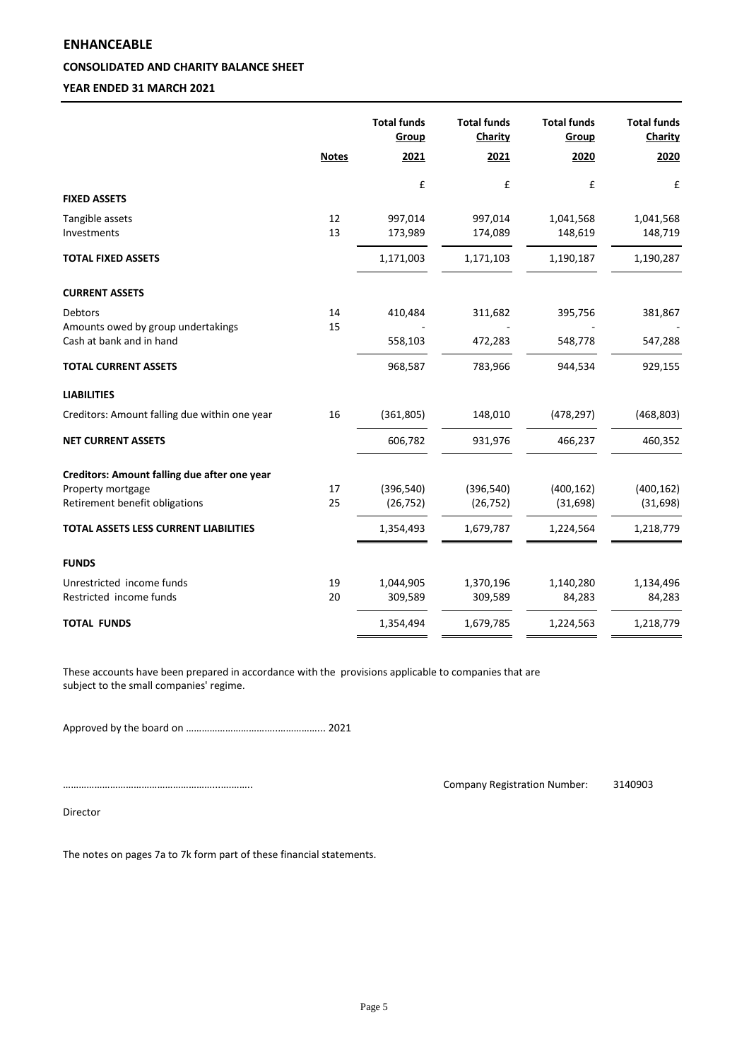# ENHANCEABLE

## CONSOLIDATED AND CHARITY BALANCE SHEET

## YEAR ENDED 31 MARCH 2021

| | Notes | Total funds Group 2021 | Total funds Charity 2021 | Total funds Group 2020 | Total funds Charity 2020 |
|---|---|---|---|---|---|
| | | £ | £ | £ | £ |
| **FIXED ASSETS** | | | | | |
| Tangible assets | 12 | 997,014 | 997,014 | 1,041,568 | 1,041,568 |
| Investments | 13 | 173,989 | 174,089 | 148,619 | 148,719 |
| **TOTAL FIXED ASSETS** | | 1,171,003 | 1,171,103 | 1,190,187 | 1,190,287 |
| **CURRENT ASSETS** | | | | | |
| Debtors | 14 | 410,484 | 311,682 | 395,756 | 381,867 |
| Amounts owed by group undertakings | 15 | - | - | - | - |
| Cash at bank and in hand | | 558,103 | 472,283 | 548,778 | 547,288 |
| **TOTAL CURRENT ASSETS** | | 968,587 | 783,966 | 944,534 | 929,155 |
| **LIABILITIES** | | | | | |
| Creditors: Amount falling due within one year | 16 | (361,805) | 148,010 | (478,297) | (468,803) |
| **NET CURRENT ASSETS** | | 606,782 | 931,976 | 466,237 | 460,352 |
| **Creditors: Amount falling due after one year** | | | | | |
| Property mortgage | 17 | (396,540) | (396,540) | (400,162) | (400,162) |
| Retirement benefit obligations | 25 | (26,752) | (26,752) | (31,698) | (31,698) |
| **TOTAL ASSETS LESS CURRENT LIABILITIES** | | 1,354,493 | 1,679,787 | 1,224,564 | 1,218,779 |
| **FUNDS** | | | | | |
| Unrestricted income funds | 19 | 1,044,905 | 1,370,196 | 1,140,280 | 1,134,496 |
| Restricted income funds | 20 | 309,589 | 309,589 | 84,283 | 84,283 |
| **TOTAL FUNDS** | | 1,354,494 | 1,679,785 | 1,224,563 | 1,218,779 |

These accounts have been prepared in accordance with the provisions applicable to companies that are subject to the small companies' regime.

Approved by the board on ………………………………………….. 2021

……………………………………………………….  Company Registration Number: 3140903

Director

The notes on pages 7a to 7k form part of these financial statements.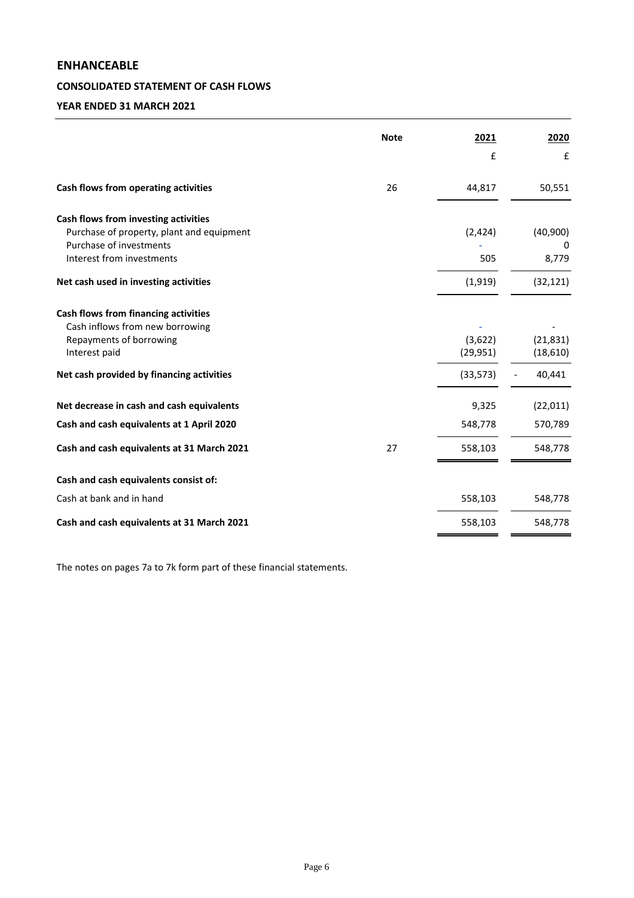# ENHANCEABLE

## CONSOLIDATED STATEMENT OF CASH FLOWS

### YEAR ENDED 31 MARCH 2021

| | Note | 2021 | 2020 |
|---|---|---|---|
| | | £ | £ |
| **Cash flows from operating activities** | 26 | 44,817 | 50,551 |
| **Cash flows from investing activities** | | | |
| Purchase of property, plant and equipment | | (2,424) | (40,900) |
| Purchase of investments | | - | 0 |
| Interest from investments | | 505 | 8,779 |
| **Net cash used in investing activities** | | (1,919) | (32,121) |
| **Cash flows from financing activities** | | | |
| Cash inflows from new borrowing | | - | - |
| Repayments of borrowing | | (3,622) | (21,831) |
| Interest paid | | (29,951) | (18,610) |
| **Net cash provided by financing activities** | | (33,573) | - 40,441 |
| **Net decrease in cash and cash equivalents** | | 9,325 | (22,011) |
| **Cash and cash equivalents at 1 April 2020** | | 548,778 | 570,789 |
| **Cash and cash equivalents at 31 March 2021** | 27 | 558,103 | 548,778 |
| **Cash and cash equivalents consist of:** | | | |
| Cash at bank and in hand | | 558,103 | 548,778 |
| **Cash and cash equivalents at 31 March 2021** | | 558,103 | 548,778 |

The notes on pages 7a to 7k form part of these financial statements.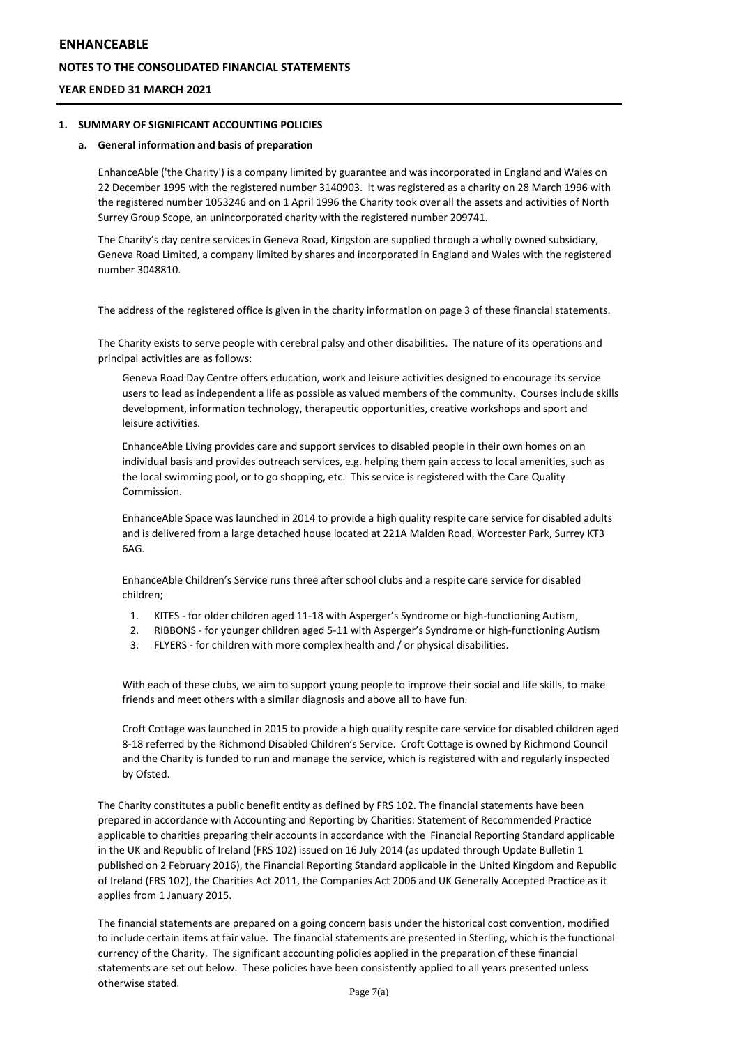# ENHANCEABLE

## NOTES TO THE CONSOLIDATED FINANCIAL STATEMENTS

## YEAR ENDED 31 MARCH 2021

### 1. SUMMARY OF SIGNIFICANT ACCOUNTING POLICIES

#### a. General information and basis of preparation

EnhanceAble ('the Charity') is a company limited by guarantee and was incorporated in England and Wales on 22 December 1995 with the registered number 3140903. It was registered as a charity on 28 March 1996 with the registered number 1053246 and on 1 April 1996 the Charity took over all the assets and activities of North Surrey Group Scope, an unincorporated charity with the registered number 209741.

The Charity's day centre services in Geneva Road, Kingston are supplied through a wholly owned subsidiary, Geneva Road Limited, a company limited by shares and incorporated in England and Wales with the registered number 3048810.

The address of the registered office is given in the charity information on page 3 of these financial statements.

The Charity exists to serve people with cerebral palsy and other disabilities. The nature of its operations and principal activities are as follows:

Geneva Road Day Centre offers education, work and leisure activities designed to encourage its service users to lead as independent a life as possible as valued members of the community. Courses include skills development, information technology, therapeutic opportunities, creative workshops and sport and leisure activities.

EnhanceAble Living provides care and support services to disabled people in their own homes on an individual basis and provides outreach services, e.g. helping them gain access to local amenities, such as the local swimming pool, or to go shopping, etc. This service is registered with the Care Quality Commission.

EnhanceAble Space was launched in 2014 to provide a high quality respite care service for disabled adults and is delivered from a large detached house located at 221A Malden Road, Worcester Park, Surrey KT3 6AG.

EnhanceAble Children's Service runs three after school clubs and a respite care service for disabled children;

1. KITES - for older children aged 11-18 with Asperger's Syndrome or high-functioning Autism,
2. RIBBONS - for younger children aged 5-11 with Asperger's Syndrome or high-functioning Autism
3. FLYERS - for children with more complex health and / or physical disabilities.

With each of these clubs, we aim to support young people to improve their social and life skills, to make friends and meet others with a similar diagnosis and above all to have fun.

Croft Cottage was launched in 2015 to provide a high quality respite care service for disabled children aged 8-18 referred by the Richmond Disabled Children's Service. Croft Cottage is owned by Richmond Council and the Charity is funded to run and manage the service, which is registered with and regularly inspected by Ofsted.

The Charity constitutes a public benefit entity as defined by FRS 102. The financial statements have been prepared in accordance with Accounting and Reporting by Charities: Statement of Recommended Practice applicable to charities preparing their accounts in accordance with the Financial Reporting Standard applicable in the UK and Republic of Ireland (FRS 102) issued on 16 July 2014 (as updated through Update Bulletin 1 published on 2 February 2016), the Financial Reporting Standard applicable in the United Kingdom and Republic of Ireland (FRS 102), the Charities Act 2011, the Companies Act 2006 and UK Generally Accepted Practice as it applies from 1 January 2015.

The financial statements are prepared on a going concern basis under the historical cost convention, modified to include certain items at fair value. The financial statements are presented in Sterling, which is the functional currency of the Charity. The significant accounting policies applied in the preparation of these financial statements are set out below. These policies have been consistently applied to all years presented unless otherwise stated.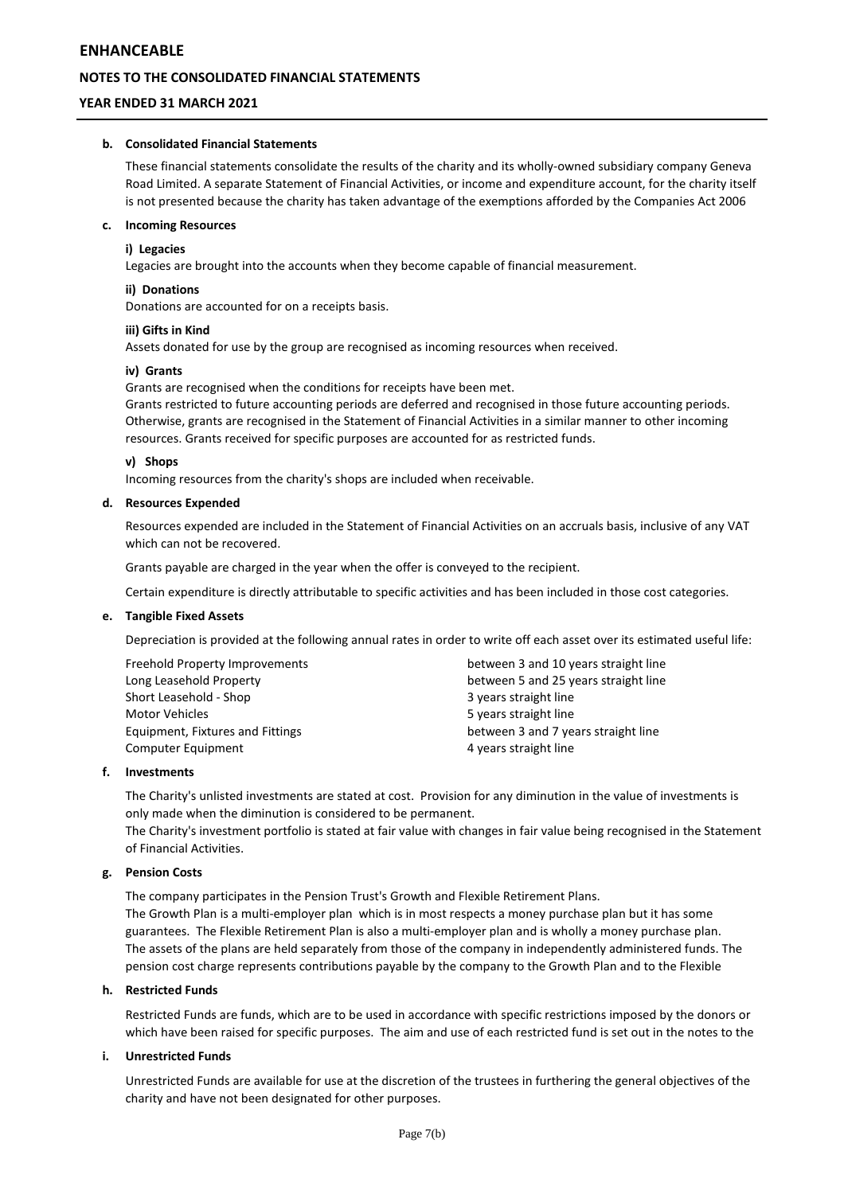**b. Consolidated Financial Statements**

These financial statements consolidate the results of the charity and its wholly-owned subsidiary company Geneva Road Limited. A separate Statement of Financial Activities, or income and expenditure account, for the charity itself is not presented because the charity has taken advantage of the exemptions afforded by the Companies Act 2006

**c. Incoming Resources**

**i) Legacies**
Legacies are brought into the accounts when they become capable of financial measurement.

**ii) Donations**
Donations are accounted for on a receipts basis.

**iii) Gifts in Kind**
Assets donated for use by the group are recognised as incoming resources when received.

**iv) Grants**
Grants are recognised when the conditions for receipts have been met.
Grants restricted to future accounting periods are deferred and recognised in those future accounting periods. Otherwise, grants are recognised in the Statement of Financial Activities in a similar manner to other incoming resources. Grants received for specific purposes are accounted for as restricted funds.

**v) Shops**
Incoming resources from the charity's shops are included when receivable.

**d. Resources Expended**

Resources expended are included in the Statement of Financial Activities on an accruals basis, inclusive of any VAT which can not be recovered.

Grants payable are charged in the year when the offer is conveyed to the recipient.

Certain expenditure is directly attributable to specific activities and has been included in those cost categories.

**e. Tangible Fixed Assets**

Depreciation is provided at the following annual rates in order to write off each asset over its estimated useful life:

| | |
|---|---|
| Freehold Property Improvements | between 3 and 10 years straight line |
| Long Leasehold Property | between 5 and 25 years straight line |
| Short Leasehold - Shop | 3 years straight line |
| Motor Vehicles | 5 years straight line |
| Equipment, Fixtures and Fittings | between 3 and 7 years straight line |
| Computer Equipment | 4 years straight line |

**f. Investments**

The Charity's unlisted investments are stated at cost. Provision for any diminution in the value of investments is only made when the diminution is considered to be permanent.
The Charity's investment portfolio is stated at fair value with changes in fair value being recognised in the Statement of Financial Activities.

**g. Pension Costs**

The company participates in the Pension Trust's Growth and Flexible Retirement Plans.
The Growth Plan is a multi-employer plan which is in most respects a money purchase plan but it has some guarantees. The Flexible Retirement Plan is also a multi-employer plan and is wholly a money purchase plan. The assets of the plans are held separately from those of the company in independently administered funds. The pension cost charge represents contributions payable by the company to the Growth Plan and to the Flexible

**h. Restricted Funds**

Restricted Funds are funds, which are to be used in accordance with specific restrictions imposed by the donors or which have been raised for specific purposes. The aim and use of each restricted fund is set out in the notes to the

**i. Unrestricted Funds**

Unrestricted Funds are available for use at the discretion of the trustees in furthering the general objectives of the charity and have not been designated for other purposes.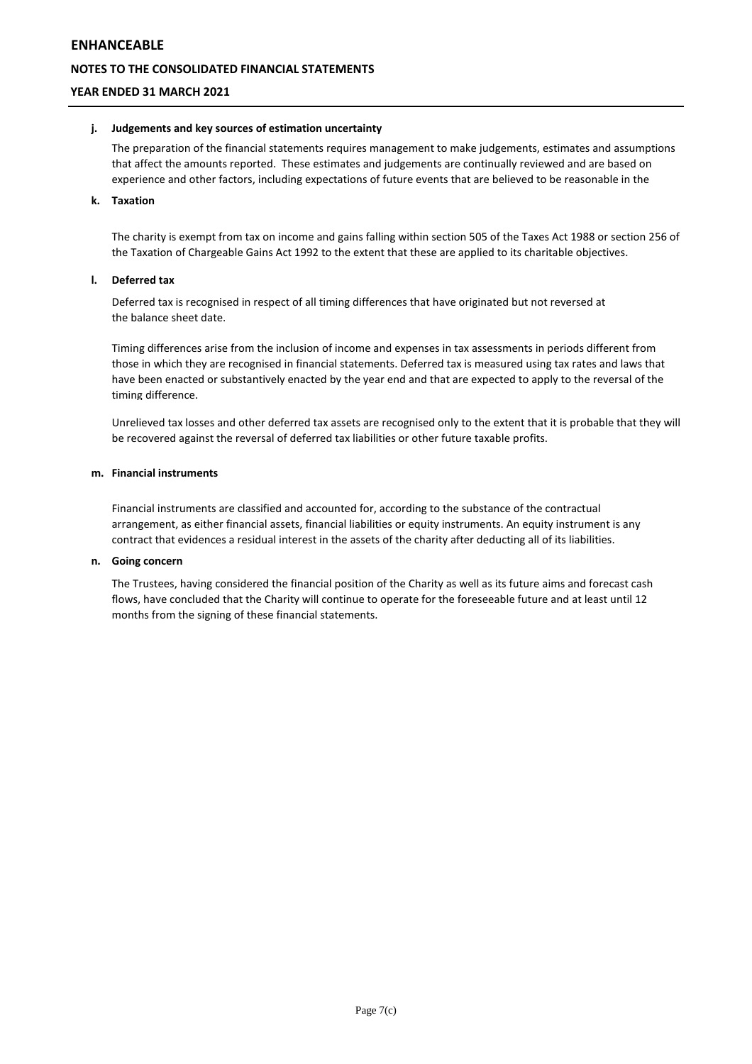**j. Judgements and key sources of estimation uncertainty**

The preparation of the financial statements requires management to make judgements, estimates and assumptions that affect the amounts reported. These estimates and judgements are continually reviewed and are based on experience and other factors, including expectations of future events that are believed to be reasonable in the

**k. Taxation**

The charity is exempt from tax on income and gains falling within section 505 of the Taxes Act 1988 or section 256 of the Taxation of Chargeable Gains Act 1992 to the extent that these are applied to its charitable objectives.

**l. Deferred tax**

Deferred tax is recognised in respect of all timing differences that have originated but not reversed at the balance sheet date.

Timing differences arise from the inclusion of income and expenses in tax assessments in periods different from those in which they are recognised in financial statements. Deferred tax is measured using tax rates and laws that have been enacted or substantively enacted by the year end and that are expected to apply to the reversal of the timing difference.

Unrelieved tax losses and other deferred tax assets are recognised only to the extent that it is probable that they will be recovered against the reversal of deferred tax liabilities or other future taxable profits.

**m. Financial instruments**

Financial instruments are classified and accounted for, according to the substance of the contractual arrangement, as either financial assets, financial liabilities or equity instruments. An equity instrument is any contract that evidences a residual interest in the assets of the charity after deducting all of its liabilities.

**n. Going concern**

The Trustees, having considered the financial position of the Charity as well as its future aims and forecast cash flows, have concluded that the Charity will continue to operate for the foreseeable future and at least until 12 months from the signing of these financial statements.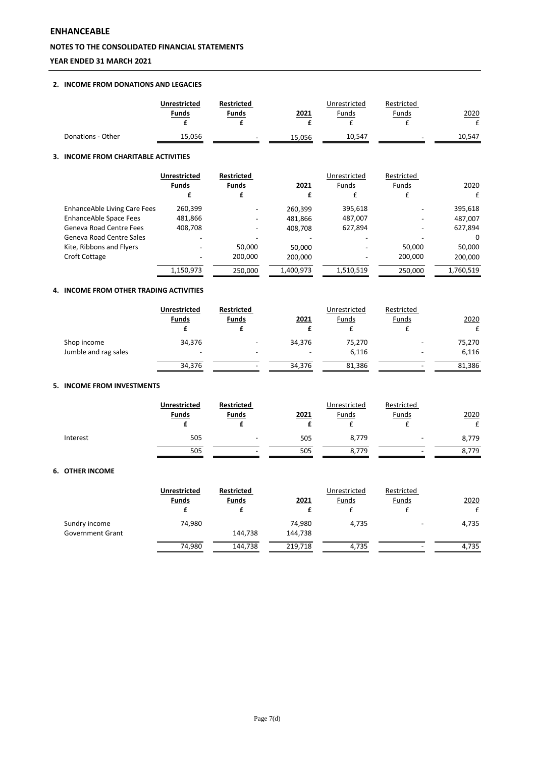## ENHANCEABLE

### NOTES TO THE CONSOLIDATED FINANCIAL STATEMENTS

### YEAR ENDED 31 MARCH 2021

#### 2. INCOME FROM DONATIONS AND LEGACIES

| | **Unrestricted Funds** | **Restricted Funds** | **2021** | Unrestricted Funds | Restricted Funds | 2020 |
|---|---|---|---|---|---|---|
| | **£** | **£** | **£** | £ | £ | £ |
| Donations - Other | 15,056 | - | 15,056 | 10,547 | - | 10,547 |

#### 3. INCOME FROM CHARITABLE ACTIVITIES

| | **Unrestricted Funds** | **Restricted Funds** | **2021** | Unrestricted Funds | Restricted Funds | 2020 |
|---|---|---|---|---|---|---|
| | **£** | **£** | **£** | £ | £ | £ |
| EnhanceAble Living Care Fees | 260,399 | - | 260,399 | 395,618 | - | 395,618 |
| EnhanceAble Space Fees | 481,866 | - | 481,866 | 487,007 | - | 487,007 |
| Geneva Road Centre Fees | 408,708 | - | 408,708 | 627,894 | - | 627,894 |
| Geneva Road Centre Sales | - | - | - | - | - | 0 |
| Kite, Ribbons and Flyers | - | 50,000 | 50,000 | - | 50,000 | 50,000 |
| Croft Cottage | - | 200,000 | 200,000 | - | 200,000 | 200,000 |
| | 1,150,973 | 250,000 | 1,400,973 | 1,510,519 | 250,000 | 1,760,519 |

#### 4. INCOME FROM OTHER TRADING ACTIVITIES

| | **Unrestricted Funds** | **Restricted Funds** | **2021** | Unrestricted Funds | Restricted Funds | 2020 |
|---|---|---|---|---|---|---|
| | **£** | **£** | **£** | £ | £ | £ |
| Shop income | 34,376 | - | 34,376 | 75,270 | - | 75,270 |
| Jumble and rag sales | - | - | - | 6,116 | - | 6,116 |
| | 34,376 | - | 34,376 | 81,386 | - | 81,386 |

#### 5. INCOME FROM INVESTMENTS

| | **Unrestricted Funds** | **Restricted Funds** | **2021** | Unrestricted Funds | Restricted Funds | 2020 |
|---|---|---|---|---|---|---|
| | **£** | **£** | **£** | £ | £ | £ |
| Interest | 505 | - | 505 | 8,779 | - | 8,779 |
| | 505 | - | 505 | 8,779 | - | 8,779 |

#### 6. OTHER INCOME

| | **Unrestricted Funds** | **Restricted Funds** | **2021** | Unrestricted Funds | Restricted Funds | 2020 |
|---|---|---|---|---|---|---|
| | **£** | **£** | **£** | £ | £ | £ |
| Sundry income | 74,980 | | 74,980 | 4,735 | - | 4,735 |
| Government Grant | | 144,738 | 144,738 | | | |
| | 74,980 | 144,738 | 219,718 | 4,735 | - | 4,735 |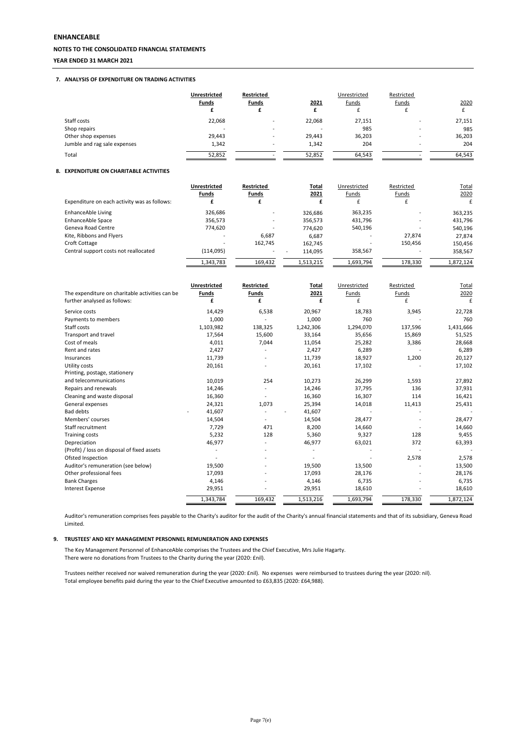**ENHANCEABLE**

**NOTES TO THE CONSOLIDATED FINANCIAL STATEMENTS**

**YEAR ENDED 31 MARCH 2021**

### 7. ANALYSIS OF EXPENDITURE ON TRADING ACTIVITIES

| | Unrestricted Funds £ | Restricted Funds £ | 2021 £ | Unrestricted Funds £ | Restricted Funds £ | 2020 £ |
|---|---|---|---|---|---|---|
| Staff costs | 22,068 | - | 22,068 | 27,151 | - | 27,151 |
| Shop repairs | - | - | - | 985 | - | 985 |
| Other shop expenses | 29,443 | - | 29,443 | 36,203 | - | 36,203 |
| Jumble and rag sale expenses | 1,342 | - | 1,342 | 204 | - | 204 |
| Total | 52,852 | - | 52,852 | 64,543 | - | 64,543 |

### 8. EXPENDITURE ON CHARITABLE ACTIVITIES

| Expenditure on each activity was as follows: | Unrestricted Funds £ | Restricted Funds £ | Total 2021 £ | Unrestricted Funds £ | Restricted Funds £ | Total 2020 £ |
|---|---|---|---|---|---|---|
| EnhanceAble Living | 326,686 | - | 326,686 | 363,235 | - | 363,235 |
| EnhanceAble Space | 356,573 | - | 356,573 | 431,796 | - | 431,796 |
| Geneva Road Centre | 774,620 | - | 774,620 | 540,196 | - | 540,196 |
| Kite, Ribbons and Flyers | - | 6,687 | 6,687 | - | 27,874 | 27,874 |
| Croft Cottage | - | 162,745 | 162,745 | - | 150,456 | 150,456 |
| Central support costs not reallocated | (114,095) | - | - 114,095 | 358,567 | - | 358,567 |
| | 1,343,783 | 169,432 | 1,513,215 | 1,693,794 | 178,330 | 1,872,124 |

| The expenditure on charitable activities can be further analysed as follows: | Unrestricted Funds £ | Restricted Funds £ | Total 2021 £ | Unrestricted Funds £ | Restricted Funds £ | Total 2020 £ |
|---|---|---|---|---|---|---|
| Service costs | 14,429 | 6,538 | 20,967 | 18,783 | 3,945 | 22,728 |
| Payments to members | 1,000 | - | 1,000 | 760 | - | 760 |
| Staff costs | 1,103,982 | 138,325 | 1,242,306 | 1,294,070 | 137,596 | 1,431,666 |
| Transport and travel | 17,564 | 15,600 | 33,164 | 35,656 | 15,869 | 51,525 |
| Cost of meals | 4,011 | 7,044 | 11,054 | 25,282 | 3,386 | 28,668 |
| Rent and rates | 2,427 | - | 2,427 | 6,289 | - | 6,289 |
| Insurances | 11,739 | - | 11,739 | 18,927 | 1,200 | 20,127 |
| Utility costs | 20,161 | - | 20,161 | 17,102 | - | 17,102 |
| Printing, postage, stationery and telecommunications | 10,019 | 254 | 10,273 | 26,299 | 1,593 | 27,892 |
| Repairs and renewals | 14,246 | - | 14,246 | 37,795 | 136 | 37,931 |
| Cleaning and waste disposal | 16,360 | - | 16,360 | 16,307 | 114 | 16,421 |
| General expenses | 24,321 | 1,073 | 25,394 | 14,018 | 11,413 | 25,431 |
| Bad debts | - 41,607 | - | - 41,607 | - | - | - |
| Members' courses | 14,504 | - | 14,504 | 28,477 | - | 28,477 |
| Staff recruitment | 7,729 | 471 | 8,200 | 14,660 | - | 14,660 |
| Training costs | 5,232 | 128 | 5,360 | 9,327 | 128 | 9,455 |
| Depreciation | 46,977 | - | 46,977 | 63,021 | 372 | 63,393 |
| (Profit) / loss on disposal of fixed assets | - | - | - | - | - | - |
| Ofsted Inspection | - | - | - | - | 2,578 | 2,578 |
| Auditor's remuneration (see below) | 19,500 | - | 19,500 | 13,500 | - | 13,500 |
| Other professional fees | 17,093 | - | 17,093 | 28,176 | - | 28,176 |
| Bank Charges | 4,146 | - | 4,146 | 6,735 | - | 6,735 |
| Interest Expense | 29,951 | - | 29,951 | 18,610 | - | 18,610 |
| | 1,343,784 | 169,432 | 1,513,216 | 1,693,794 | 178,330 | 1,872,124 |

Auditor's remuneration comprises fees payable to the Charity's auditor for the audit of the Charity's annual financial statements and that of its subsidiary, Geneva Road Limited.

### 9. TRUSTEES' AND KEY MANAGEMENT PERSONNEL REMUNERATION AND EXPENSES

The Key Management Personnel of EnhanceAble comprises the Trustees and the Chief Executive, Mrs Julie Hagarty.
There were no donations from Trustees to the Charity during the year (2020: £nil).

Trustees neither received nor waived remuneration during the year (2020: £nil). No expenses were reimbursed to trustees during the year (2020: nil).
Total employee benefits paid during the year to the Chief Executive amounted to £63,835 (2020: £64,988).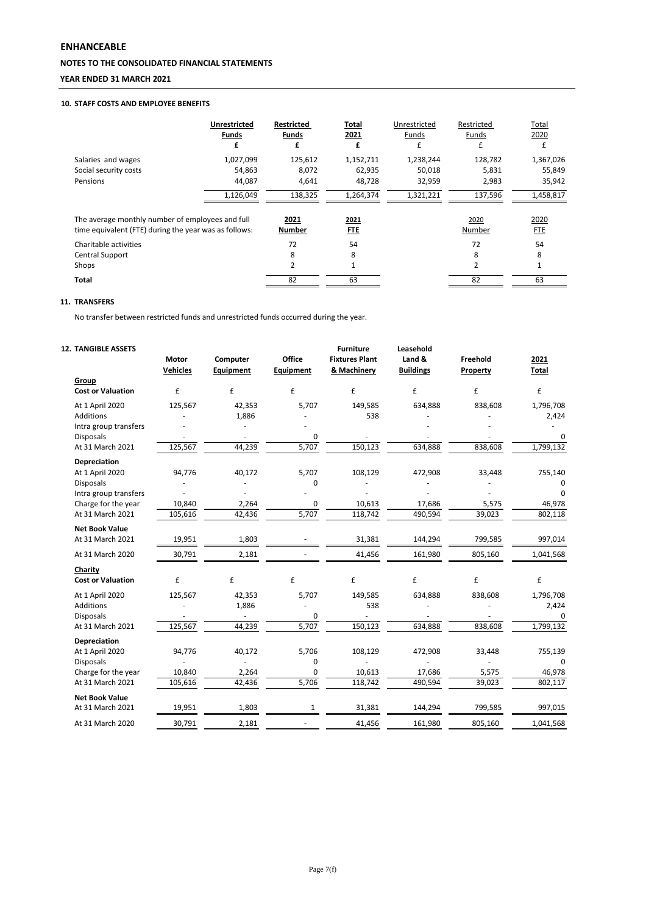## ENHANCEABLE

### NOTES TO THE CONSOLIDATED FINANCIAL STATEMENTS

### YEAR ENDED 31 MARCH 2021

#### 10. STAFF COSTS AND EMPLOYEE BENEFITS

| | **Unrestricted Funds** | **Restricted Funds** | **Total 2021** | Unrestricted Funds | Restricted Funds | Total 2020 |
|---|---|---|---|---|---|---|
| | **£** | **£** | **£** | £ | £ | £ |
| Salaries and wages | 1,027,099 | 125,612 | 1,152,711 | 1,238,244 | 128,782 | 1,367,026 |
| Social security costs | 54,863 | 8,072 | 62,935 | 50,018 | 5,831 | 55,849 |
| Pensions | 44,087 | 4,641 | 48,728 | 32,959 | 2,983 | 35,942 |
| | 1,126,049 | 138,325 | 1,264,374 | 1,321,221 | 137,596 | 1,458,817 |

| The average monthly number of employees and full time equivalent (FTE) during the year was as follows: | **2021 Number** | **2021 FTE** | 2020 Number | 2020 FTE |
|---|---|---|---|---|
| Charitable activities | 72 | 54 | 72 | 54 |
| Central Support | 8 | 8 | 8 | 8 |
| Shops | 2 | 1 | 2 | 1 |
| **Total** | 82 | 63 | 82 | 63 |

#### 11. TRANSFERS

No transfer between restricted funds and unrestricted funds occurred during the year.

#### 12. TANGIBLE ASSETS

| | **Motor Vehicles** | **Computer Equipment** | **Office Equipment** | **Furniture Fixtures Plant & Machinery** | **Leasehold Land & Buildings** | **Freehold Property** | **2021 Total** |
|---|---|---|---|---|---|---|---|
| **Group** | | | | | | | |
| **Cost or Valuation** | £ | £ | £ | £ | £ | £ | £ |
| At 1 April 2020 | 125,567 | 42,353 | 5,707 | 149,585 | 634,888 | 838,608 | 1,796,708 |
| Additions | - | 1,886 | - | 538 | - | - | 2,424 |
| Intra group transfers | - | - | - | - | - | - | - |
| Disposals | - | - | 0 | - | - | - | 0 |
| At 31 March 2021 | 125,567 | 44,239 | 5,707 | 150,123 | 634,888 | 838,608 | 1,799,132 |
| **Depreciation** | | | | | | | |
| At 1 April 2020 | 94,776 | 40,172 | 5,707 | 108,129 | 472,908 | 33,448 | 755,140 |
| Disposals | - | - | 0 | - | - | - | 0 |
| Intra group transfers | - | - | - | - | - | - | 0 |
| Charge for the year | 10,840 | 2,264 | 0 | 10,613 | 17,686 | 5,575 | 46,978 |
| At 31 March 2021 | 105,616 | 42,436 | 5,707 | 118,742 | 490,594 | 39,023 | 802,118 |
| **Net Book Value** | | | | | | | |
| At 31 March 2021 | 19,951 | 1,803 | - | 31,381 | 144,294 | 799,585 | 997,014 |
| At 31 March 2020 | 30,791 | 2,181 | - | 41,456 | 161,980 | 805,160 | 1,041,568 |
| **Charity** | | | | | | | |
| **Cost or Valuation** | £ | £ | £ | £ | £ | £ | £ |
| At 1 April 2020 | 125,567 | 42,353 | 5,707 | 149,585 | 634,888 | 838,608 | 1,796,708 |
| Additions | - | 1,886 | - | 538 | - | - | 2,424 |
| Disposals | - | - | 0 | - | - | - | 0 |
| At 31 March 2021 | 125,567 | 44,239 | 5,707 | 150,123 | 634,888 | 838,608 | 1,799,132 |
| **Depreciation** | | | | | | | |
| At 1 April 2020 | 94,776 | 40,172 | 5,706 | 108,129 | 472,908 | 33,448 | 755,139 |
| Disposals | - | - | 0 | - | - | - | 0 |
| Charge for the year | 10,840 | 2,264 | 0 | 10,613 | 17,686 | 5,575 | 46,978 |
| At 31 March 2021 | 105,616 | 42,436 | 5,706 | 118,742 | 490,594 | 39,023 | 802,117 |
| **Net Book Value** | | | | | | | |
| At 31 March 2021 | 19,951 | 1,803 | 1 | 31,381 | 144,294 | 799,585 | 997,015 |
| At 31 March 2020 | 30,791 | 2,181 | - | 41,456 | 161,980 | 805,160 | 1,041,568 |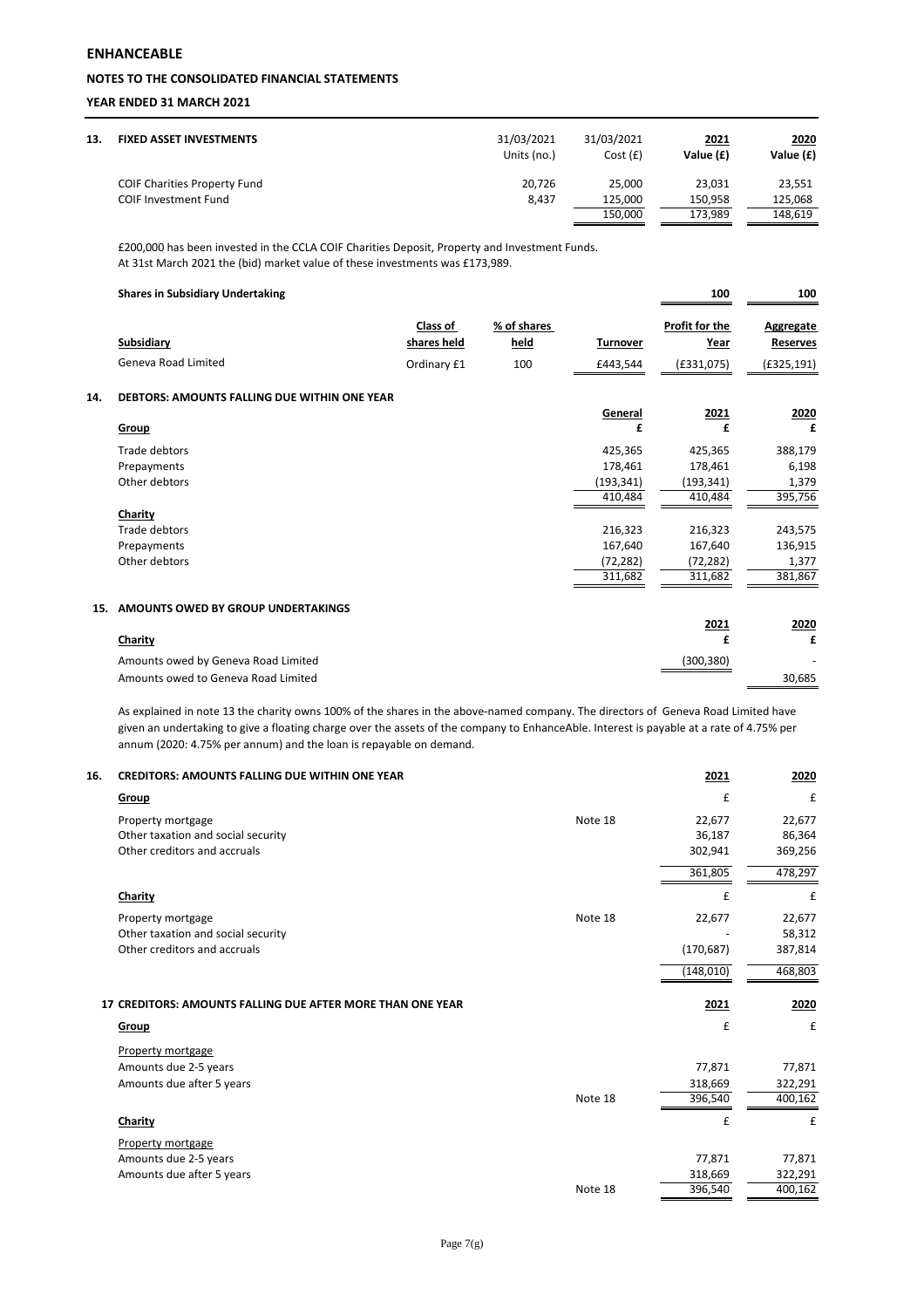# ENHANCEABLE

## NOTES TO THE CONSOLIDATED FINANCIAL STATEMENTS

## YEAR ENDED 31 MARCH 2021

**13. FIXED ASSET INVESTMENTS**

| | 31/03/2021 Units (no.) | 31/03/2021 Cost (£) | 2021 Value (£) | 2020 Value (£) |
|---|---|---|---|---|
| COIF Charities Property Fund | 20,726 | 25,000 | 23,031 | 23,551 |
| COIF Investment Fund | 8,437 | 125,000 | 150,958 | 125,068 |
| | | 150,000 | 173,989 | 148,619 |

£200,000 has been invested in the CCLA COIF Charities Deposit, Property and Investment Funds.
At 31st March 2021 the (bid) market value of these investments was £173,989.

| **Shares in Subsidiary Undertaking** | | | | **100** | **100** |
|---|---|---|---|---|---|
| **Subsidiary** | **Class of shares held** | **% of shares held** | **Turnover** | **Profit for the Year** | **Aggregate Reserves** |
| Geneva Road Limited | Ordinary £1 | 100 | £443,544 | (£331,075) | (£325,191) |

**14. DEBTORS: AMOUNTS FALLING DUE WITHIN ONE YEAR**

| | General £ | 2021 £ | 2020 £ |
|---|---|---|---|
| **Group** | | | |
| Trade debtors | 425,365 | 425,365 | 388,179 |
| Prepayments | 178,461 | 178,461 | 6,198 |
| Other debtors | (193,341) | (193,341) | 1,379 |
| | 410,484 | 410,484 | 395,756 |
| **Charity** | | | |
| Trade debtors | 216,323 | 216,323 | 243,575 |
| Prepayments | 167,640 | 167,640 | 136,915 |
| Other debtors | (72,282) | (72,282) | 1,377 |
| | 311,682 | 311,682 | 381,867 |

**15. AMOUNTS OWED BY GROUP UNDERTAKINGS**

| | 2021 £ | 2020 £ |
|---|---|---|
| **Charity** | | |
| Amounts owed by Geneva Road Limited | (300,380) | - |
| Amounts owed to Geneva Road Limited | | 30,685 |

As explained in note 13 the charity owns 100% of the shares in the above-named company. The directors of Geneva Road Limited have given an undertaking to give a floating charge over the assets of the company to EnhanceAble. Interest is payable at a rate of 4.75% per annum (2020: 4.75% per annum) and the loan is repayable on demand.

**16. CREDITORS: AMOUNTS FALLING DUE WITHIN ONE YEAR**

| | | 2021 | 2020 |
|---|---|---|---|
| **Group** | | £ | £ |
| Property mortgage | Note 18 | 22,677 | 22,677 |
| Other taxation and social security | | 36,187 | 86,364 |
| Other creditors and accruals | | 302,941 | 369,256 |
| | | 361,805 | 478,297 |
| **Charity** | | £ | £ |
| Property mortgage | Note 18 | 22,677 | 22,677 |
| Other taxation and social security | | - | 58,312 |
| Other creditors and accruals | | (170,687) | 387,814 |
| | | (148,010) | 468,803 |

**17 CREDITORS: AMOUNTS FALLING DUE AFTER MORE THAN ONE YEAR**

| | | 2021 | 2020 |
|---|---|---|---|
| **Group** | | £ | £ |
| Property mortgage | | | |
| Amounts due 2-5 years | | 77,871 | 77,871 |
| Amounts due after 5 years | | 318,669 | 322,291 |
| | Note 18 | 396,540 | 400,162 |
| **Charity** | | £ | £ |
| Property mortgage | | | |
| Amounts due 2-5 years | | 77,871 | 77,871 |
| Amounts due after 5 years | | 318,669 | 322,291 |
| | Note 18 | 396,540 | 400,162 |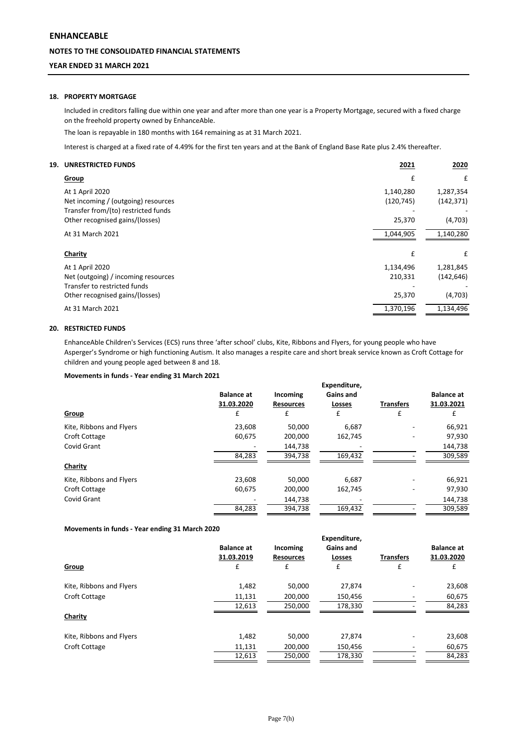## 18. PROPERTY MORTGAGE

Included in creditors falling due within one year and after more than one year is a Property Mortgage, secured with a fixed charge on the freehold property owned by EnhanceAble.

The loan is repayable in 180 months with 164 remaining as at 31 March 2021.

Interest is charged at a fixed rate of 4.49% for the first ten years and at the Bank of England Base Rate plus 2.4% thereafter.

## 19. UNRESTRICTED FUNDS

| | 2021 | 2020 |
|---|---|---|
| **Group** | £ | £ |
| At 1 April 2020 | 1,140,280 | 1,287,354 |
| Net incoming / (outgoing) resources | (120,745) | (142,371) |
| Transfer from/(to) restricted funds | - | - |
| Other recognised gains/(losses) | 25,370 | (4,703) |
| At 31 March 2021 | 1,044,905 | 1,140,280 |
| **Charity** | £ | £ |
| At 1 April 2020 | 1,134,496 | 1,281,845 |
| Net (outgoing) / incoming resources | 210,331 | (142,646) |
| Transfer to restricted funds | - | - |
| Other recognised gains/(losses) | 25,370 | (4,703) |
| At 31 March 2021 | 1,370,196 | 1,134,496 |

## 20. RESTRICTED FUNDS

EnhanceAble Children's Services (ECS) runs three 'after school' clubs, Kite, Ribbons and Flyers, for young people who have Asperger's Syndrome or high functioning Autism. It also manages a respite care and short break service known as Croft Cottage for children and young people aged between 8 and 18.

**Movements in funds - Year ending 31 March 2021**

| | Balance at 31.03.2020 | Incoming Resources | Expenditure, Gains and Losses | Transfers | Balance at 31.03.2021 |
|---|---|---|---|---|---|
| **Group** | £ | £ | £ | £ | £ |
| Kite, Ribbons and Flyers | 23,608 | 50,000 | 6,687 | - | 66,921 |
| Croft Cottage | 60,675 | 200,000 | 162,745 | - | 97,930 |
| Covid Grant | - | 144,738 | - | | 144,738 |
| | 84,283 | 394,738 | 169,432 | - | 309,589 |
| **Charity** | | | | | |
| Kite, Ribbons and Flyers | 23,608 | 50,000 | 6,687 | - | 66,921 |
| Croft Cottage | 60,675 | 200,000 | 162,745 | - | 97,930 |
| Covid Grant | - | 144,738 | - | | 144,738 |
| | 84,283 | 394,738 | 169,432 | - | 309,589 |

**Movements in funds - Year ending 31 March 2020**

| | Balance at 31.03.2019 | Incoming Resources | Expenditure, Gains and Losses | Transfers | Balance at 31.03.2020 |
|---|---|---|---|---|---|
| **Group** | £ | £ | £ | £ | £ |
| Kite, Ribbons and Flyers | 1,482 | 50,000 | 27,874 | - | 23,608 |
| Croft Cottage | 11,131 | 200,000 | 150,456 | - | 60,675 |
| | 12,613 | 250,000 | 178,330 | - | 84,283 |
| **Charity** | | | | | |
| Kite, Ribbons and Flyers | 1,482 | 50,000 | 27,874 | - | 23,608 |
| Croft Cottage | 11,131 | 200,000 | 150,456 | - | 60,675 |
| | 12,613 | 250,000 | 178,330 | - | 84,283 |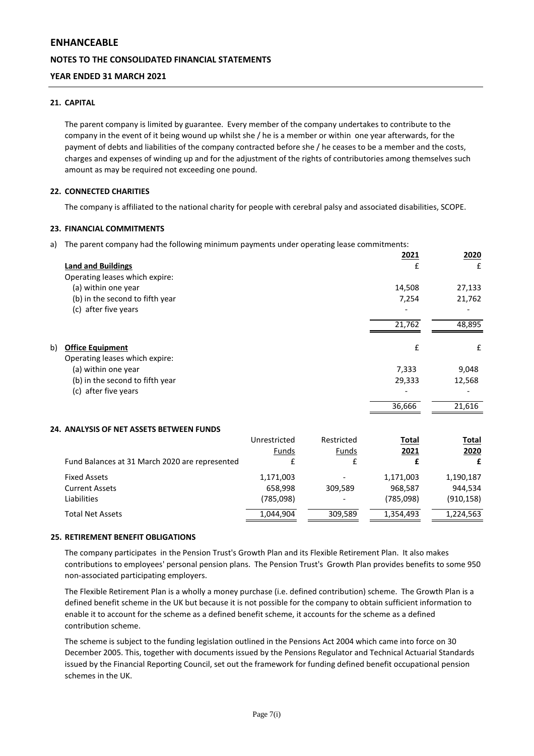**ENHANCEABLE**

**NOTES TO THE CONSOLIDATED FINANCIAL STATEMENTS**

**YEAR ENDED 31 MARCH 2021**

## 21. CAPITAL

The parent company is limited by guarantee. Every member of the company undertakes to contribute to the company in the event of it being wound up whilst she / he is a member or within one year afterwards, for the payment of debts and liabilities of the company contracted before she / he ceases to be a member and the costs, charges and expenses of winding up and for the adjustment of the rights of contributories among themselves such amount as may be required not exceeding one pound.

## 22. CONNECTED CHARITIES

The company is affiliated to the national charity for people with cerebral palsy and associated disabilities, SCOPE.

## 23. FINANCIAL COMMITMENTS

a) The parent company had the following minimum payments under operating lease commitments:

| | 2021 | 2020 |
|---|---|---|
| **Land and Buildings** | £ | £ |
| Operating leases which expire: | | |
| (a) within one year | 14,508 | 27,133 |
| (b) in the second to fifth year | 7,254 | 21,762 |
| (c) after five years | - | - |
| | 21,762 | 48,895 |

b)

| | £ | £ |
|---|---|---|
| **Office Equipment** | | |
| Operating leases which expire: | | |
| (a) within one year | 7,333 | 9,048 |
| (b) in the second to fifth year | 29,333 | 12,568 |
| (c) after five years | - | - |
| | 36,666 | 21,616 |

## 24. ANALYSIS OF NET ASSETS BETWEEN FUNDS

| Fund Balances at 31 March 2020 are represented | Unrestricted Funds £ | Restricted Funds £ | **Total 2021 £** | **Total 2020 £** |
|---|---|---|---|---|
| Fixed Assets | 1,171,003 | - | 1,171,003 | 1,190,187 |
| Current Assets | 658,998 | 309,589 | 968,587 | 944,534 |
| Liabilities | (785,098) | - | (785,098) | (910,158) |
| Total Net Assets | 1,044,904 | 309,589 | 1,354,493 | 1,224,563 |

## 25. RETIREMENT BENEFIT OBLIGATIONS

The company participates in the Pension Trust's Growth Plan and its Flexible Retirement Plan. It also makes contributions to employees' personal pension plans. The Pension Trust's Growth Plan provides benefits to some 950 non-associated participating employers.

The Flexible Retirement Plan is a wholly a money purchase (i.e. defined contribution) scheme. The Growth Plan is a defined benefit scheme in the UK but because it is not possible for the company to obtain sufficient information to enable it to account for the scheme as a defined benefit scheme, it accounts for the scheme as a defined contribution scheme.

The scheme is subject to the funding legislation outlined in the Pensions Act 2004 which came into force on 30 December 2005. This, together with documents issued by the Pensions Regulator and Technical Actuarial Standards issued by the Financial Reporting Council, set out the framework for funding defined benefit occupational pension schemes in the UK.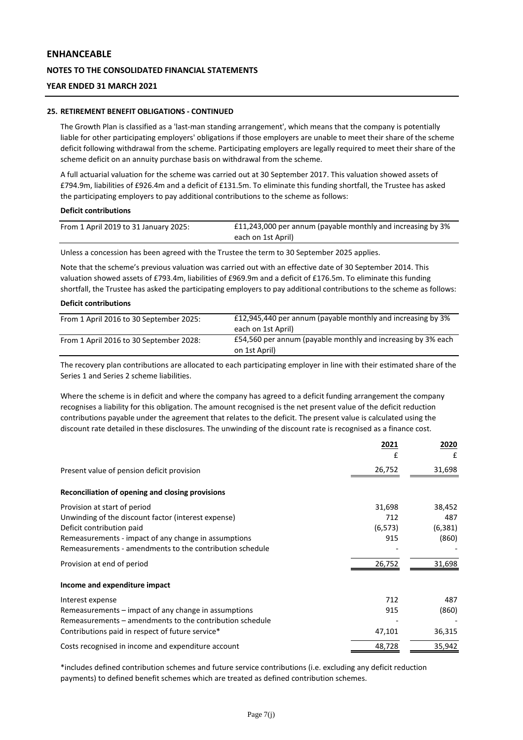### 25. RETIREMENT BENEFIT OBLIGATIONS - CONTINUED

The Growth Plan is classified as a 'last-man standing arrangement', which means that the company is potentially liable for other participating employers' obligations if those employers are unable to meet their share of the scheme deficit following withdrawal from the scheme. Participating employers are legally required to meet their share of the scheme deficit on an annuity purchase basis on withdrawal from the scheme.

A full actuarial valuation for the scheme was carried out at 30 September 2017. This valuation showed assets of £794.9m, liabilities of £926.4m and a deficit of £131.5m. To eliminate this funding shortfall, the Trustee has asked the participating employers to pay additional contributions to the scheme as follows:

**Deficit contributions**

| | |
|---|---|
| From 1 April 2019 to 31 January 2025: | £11,243,000 per annum (payable monthly and increasing by 3% each on 1st April) |

Unless a concession has been agreed with the Trustee the term to 30 September 2025 applies.

Note that the scheme's previous valuation was carried out with an effective date of 30 September 2014. This valuation showed assets of £793.4m, liabilities of £969.9m and a deficit of £176.5m. To eliminate this funding shortfall, the Trustee has asked the participating employers to pay additional contributions to the scheme as follows:

**Deficit contributions**

| | |
|---|---|
| From 1 April 2016 to 30 September 2025: | £12,945,440 per annum (payable monthly and increasing by 3% each on 1st April) |
| From 1 April 2016 to 30 September 2028: | £54,560 per annum (payable monthly and increasing by 3% each on 1st April) |

The recovery plan contributions are allocated to each participating employer in line with their estimated share of the Series 1 and Series 2 scheme liabilities.

Where the scheme is in deficit and where the company has agreed to a deficit funding arrangement the company recognises a liability for this obligation. The amount recognised is the net present value of the deficit reduction contributions payable under the agreement that relates to the deficit. The present value is calculated using the discount rate detailed in these disclosures. The unwinding of the discount rate is recognised as a finance cost.

| | 2021 | 2020 |
|---|---|---|
| | £ | £ |
| Present value of pension deficit provision | 26,752 | 31,698 |
| **Reconciliation of opening and closing provisions** | | |
| Provision at start of period | 31,698 | 38,452 |
| Unwinding of the discount factor (interest expense) | 712 | 487 |
| Deficit contribution paid | (6,573) | (6,381) |
| Remeasurements - impact of any change in assumptions | 915 | (860) |
| Remeasurements - amendments to the contribution schedule | - | - |
| Provision at end of period | 26,752 | 31,698 |
| **Income and expenditure impact** | | |
| Interest expense | 712 | 487 |
| Remeasurements – impact of any change in assumptions | 915 | (860) |
| Remeasurements – amendments to the contribution schedule | - | - |
| Contributions paid in respect of future service* | 47,101 | 36,315 |
| Costs recognised in income and expenditure account | 48,728 | 35,942 |

*includes defined contribution schemes and future service contributions (i.e. excluding any deficit reduction payments) to defined benefit schemes which are treated as defined contribution schemes.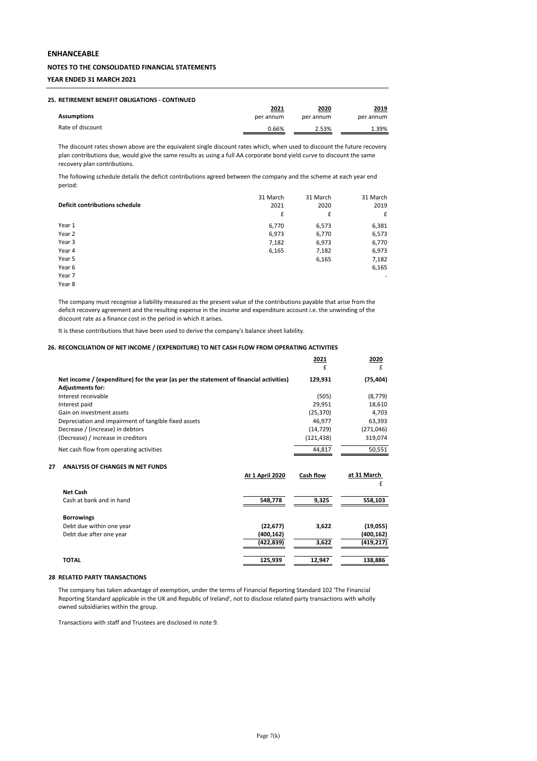# ENHANCEABLE

## NOTES TO THE CONSOLIDATED FINANCIAL STATEMENTS

## YEAR ENDED 31 MARCH 2021

### 25. RETIREMENT BENEFIT OBLIGATIONS - CONTINUED

| Assumptions | 2021 per annum | 2020 per annum | 2019 per annum |
|---|---|---|---|
| Rate of discount | 0.66% | 2.53% | 1.39% |

The discount rates shown above are the equivalent single discount rates which, when used to discount the future recovery plan contributions due, would give the same results as using a full AA corporate bond yield curve to discount the same recovery plan contributions.

The following schedule details the deficit contributions agreed between the company and the scheme at each year end period:

| Deficit contributions schedule | 31 March 2021 £ | 31 March 2020 £ | 31 March 2019 £ |
|---|---|---|---|
| Year 1 | 6,770 | 6,573 | 6,381 |
| Year 2 | 6,973 | 6,770 | 6,573 |
| Year 3 | 7,182 | 6,973 | 6,770 |
| Year 4 | 6,165 | 7,182 | 6,973 |
| Year 5 | | 6,165 | 7,182 |
| Year 6 | | | 6,165 |
| Year 7 | | | - |
| Year 8 | | | |

The company must recognise a liability measured as the present value of the contributions payable that arise from the deficit recovery agreement and the resulting expense in the income and expenditure account i.e. the unwinding of the discount rate as a finance cost in the period in which it arises.

It is these contributions that have been used to derive the company's balance sheet liability.

### 26. RECONCILIATION OF NET INCOME / (EXPENDITURE) TO NET CASH FLOW FROM OPERATING ACTIVITIES

| | 2021 £ | 2020 £ |
|---|---|---|
| **Net income / (expenditure) for the year (as per the statement of financial activities)** | **129,931** | **(75,404)** |
| **Adjustments for:** | | |
| Interest receivable | (505) | (8,779) |
| Interest paid | 29,951 | 18,610 |
| Gain on investment assets | (25,370) | 4,703 |
| Depreciation and impairment of tangible fixed assets | 46,977 | 63,393 |
| Decrease / (increase) in debtors | (14,729) | (271,046) |
| (Decrease) / increase in creditors | (121,438) | 319,074 |
| Net cash flow from operating activities | 44,817 | 50,551 |

### 27 ANALYSIS OF CHANGES IN NET FUNDS

| | At 1 April 2020 | Cash flow | at 31 March £ |
|---|---|---|---|
| **Net Cash** | | | |
| Cash at bank and in hand | 548,778 | 9,325 | 558,103 |
| **Borrowings** | | | |
| Debt due within one year | (22,677) | 3,622 | (19,055) |
| Debt due after one year | (400,162) | | (400,162) |
| | (422,839) | 3,622 | (419,217) |
| **TOTAL** | 125,939 | 12,947 | 138,886 |

### 28 RELATED PARTY TRANSACTIONS

The company has taken advantage of exemption, under the terms of Financial Reporting Standard 102 'The Financial Reporting Standard applicable in the UK and Republic of Ireland', not to disclose related party transactions with wholly owned subsidiaries within the group.

Transactions with staff and Trustees are disclosed in note 9.